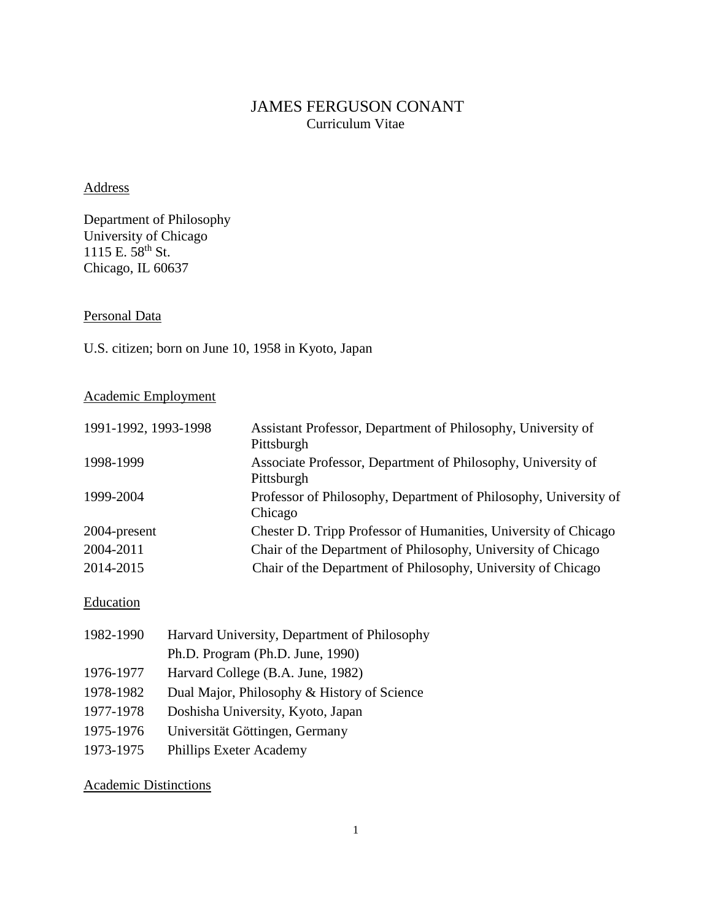# JAMES FERGUSON CONANT

Curriculum Vitae

## Address

Department of Philosophy
University of Chicago
1115 E. 58th St.
Chicago, IL 60637

## Personal Data

U.S. citizen; born on June 10, 1958 in Kyoto, Japan

## Academic Employment

| | |
|---|---|
| 1991-1992, 1993-1998 | Assistant Professor, Department of Philosophy, University of Pittsburgh |
| 1998-1999 | Associate Professor, Department of Philosophy, University of Pittsburgh |
| 1999-2004 | Professor of Philosophy, Department of Philosophy, University of Chicago |
| 2004-present | Chester D. Tripp Professor of Humanities, University of Chicago |
| 2004-2011 | Chair of the Department of Philosophy, University of Chicago |
| 2014-2015 | Chair of the Department of Philosophy, University of Chicago |

## Education

| | |
|---|---|
| 1982-1990 | Harvard University, Department of Philosophy |
| | Ph.D. Program (Ph.D. June, 1990) |
| 1976-1977 | Harvard College (B.A. June, 1982) |
| 1978-1982 | Dual Major, Philosophy & History of Science |
| 1977-1978 | Doshisha University, Kyoto, Japan |
| 1975-1976 | Universität Göttingen, Germany |
| 1973-1975 | Phillips Exeter Academy |

## Academic Distinctions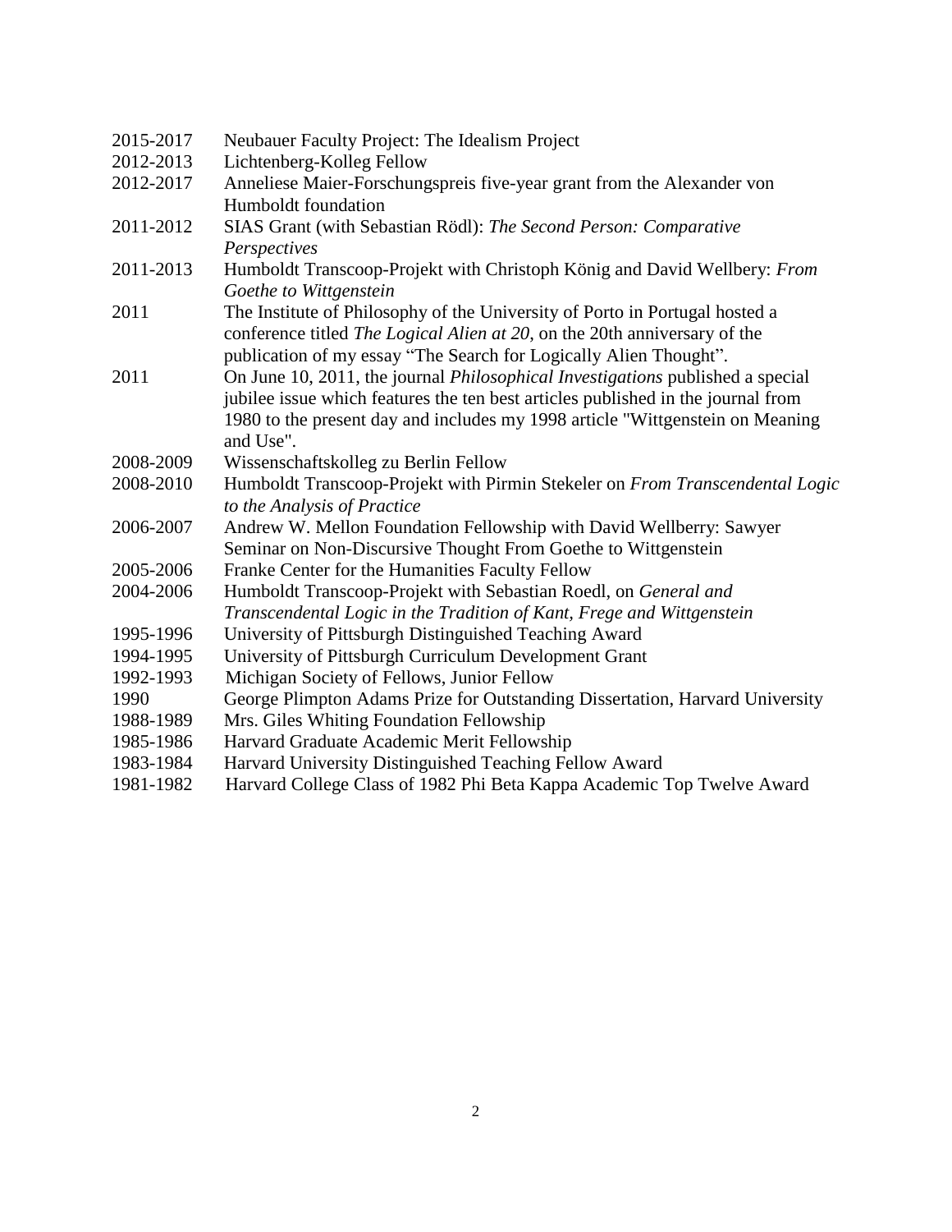2015-2017 Neubauer Faculty Project: The Idealism Project

2012-2013 Lichtenberg-Kolleg Fellow

2012-2017 Anneliese Maier-Forschungspreis five-year grant from the Alexander von Humboldt foundation

2011-2012 SIAS Grant (with Sebastian Rödl): *The Second Person: Comparative Perspectives*

2011-2013 Humboldt Transcoop-Projekt with Christoph König and David Wellbery: *From Goethe to Wittgenstein*

2011 The Institute of Philosophy of the University of Porto in Portugal hosted a conference titled *The Logical Alien at 20*, on the 20th anniversary of the publication of my essay "The Search for Logically Alien Thought".

2011 On June 10, 2011, the journal *Philosophical Investigations* published a special jubilee issue which features the ten best articles published in the journal from 1980 to the present day and includes my 1998 article "Wittgenstein on Meaning and Use".

2008-2009 Wissenschaftskolleg zu Berlin Fellow

2008-2010 Humboldt Transcoop-Projekt with Pirmin Stekeler on *From Transcendental Logic to the Analysis of Practice*

2006-2007 Andrew W. Mellon Foundation Fellowship with David Wellberry: Sawyer Seminar on Non-Discursive Thought From Goethe to Wittgenstein

2005-2006 Franke Center for the Humanities Faculty Fellow

2004-2006 Humboldt Transcoop-Projekt with Sebastian Roedl, on *General and Transcendental Logic in the Tradition of Kant, Frege and Wittgenstein*

1995-1996 University of Pittsburgh Distinguished Teaching Award

1994-1995 University of Pittsburgh Curriculum Development Grant

1992-1993 Michigan Society of Fellows, Junior Fellow

1990 George Plimpton Adams Prize for Outstanding Dissertation, Harvard University

1988-1989 Mrs. Giles Whiting Foundation Fellowship

1985-1986 Harvard Graduate Academic Merit Fellowship

1983-1984 Harvard University Distinguished Teaching Fellow Award

1981-1982 Harvard College Class of 1982 Phi Beta Kappa Academic Top Twelve Award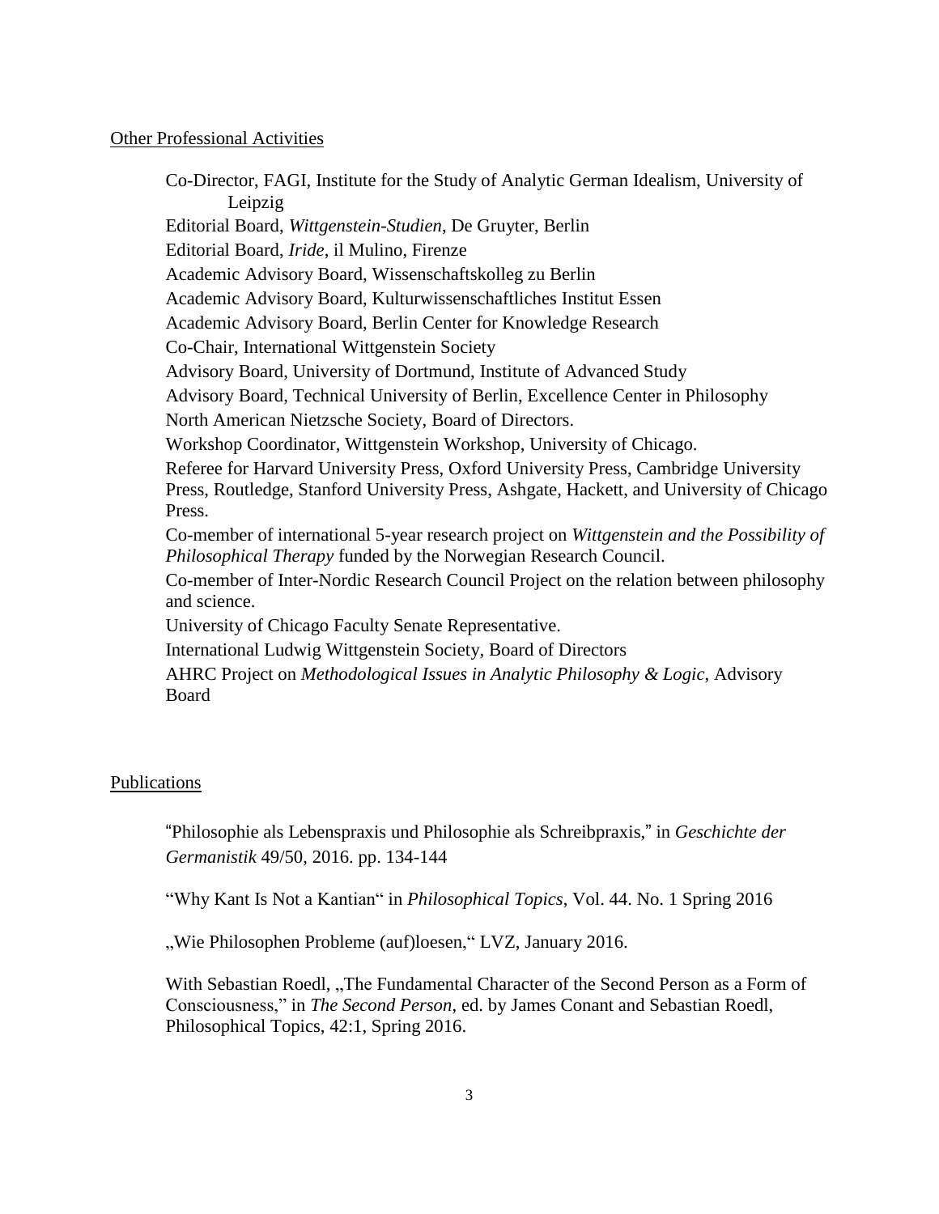## Other Professional Activities

Co-Director, FAGI, Institute for the Study of Analytic German Idealism, University of Leipzig
Editorial Board, *Wittgenstein-Studien*, De Gruyter, Berlin
Editorial Board, *Iride*, il Mulino, Firenze
Academic Advisory Board, Wissenschaftskolleg zu Berlin
Academic Advisory Board, Kulturwissenschaftliches Institut Essen
Academic Advisory Board, Berlin Center for Knowledge Research
Co-Chair, International Wittgenstein Society
Advisory Board, University of Dortmund, Institute of Advanced Study
Advisory Board, Technical University of Berlin, Excellence Center in Philosophy
North American Nietzsche Society, Board of Directors.
Workshop Coordinator, Wittgenstein Workshop, University of Chicago.
Referee for Harvard University Press, Oxford University Press, Cambridge University Press, Routledge, Stanford University Press, Ashgate, Hackett, and University of Chicago Press.
Co-member of international 5-year research project on *Wittgenstein and the Possibility of Philosophical Therapy* funded by the Norwegian Research Council.
Co-member of Inter-Nordic Research Council Project on the relation between philosophy and science.
University of Chicago Faculty Senate Representative.
International Ludwig Wittgenstein Society, Board of Directors
AHRC Project on *Methodological Issues in Analytic Philosophy & Logic*, Advisory Board

## Publications

"Philosophie als Lebenspraxis und Philosophie als Schreibpraxis," in *Geschichte der Germanistik* 49/50, 2016. pp. 134-144

"Why Kant Is Not a Kantian" in *Philosophical Topics*, Vol. 44. No. 1 Spring 2016

„Wie Philosophen Probleme (auf)loesen," LVZ, January 2016.

With Sebastian Roedl, „The Fundamental Character of the Second Person as a Form of Consciousness," in *The Second Person*, ed. by James Conant and Sebastian Roedl, Philosophical Topics, 42:1, Spring 2016.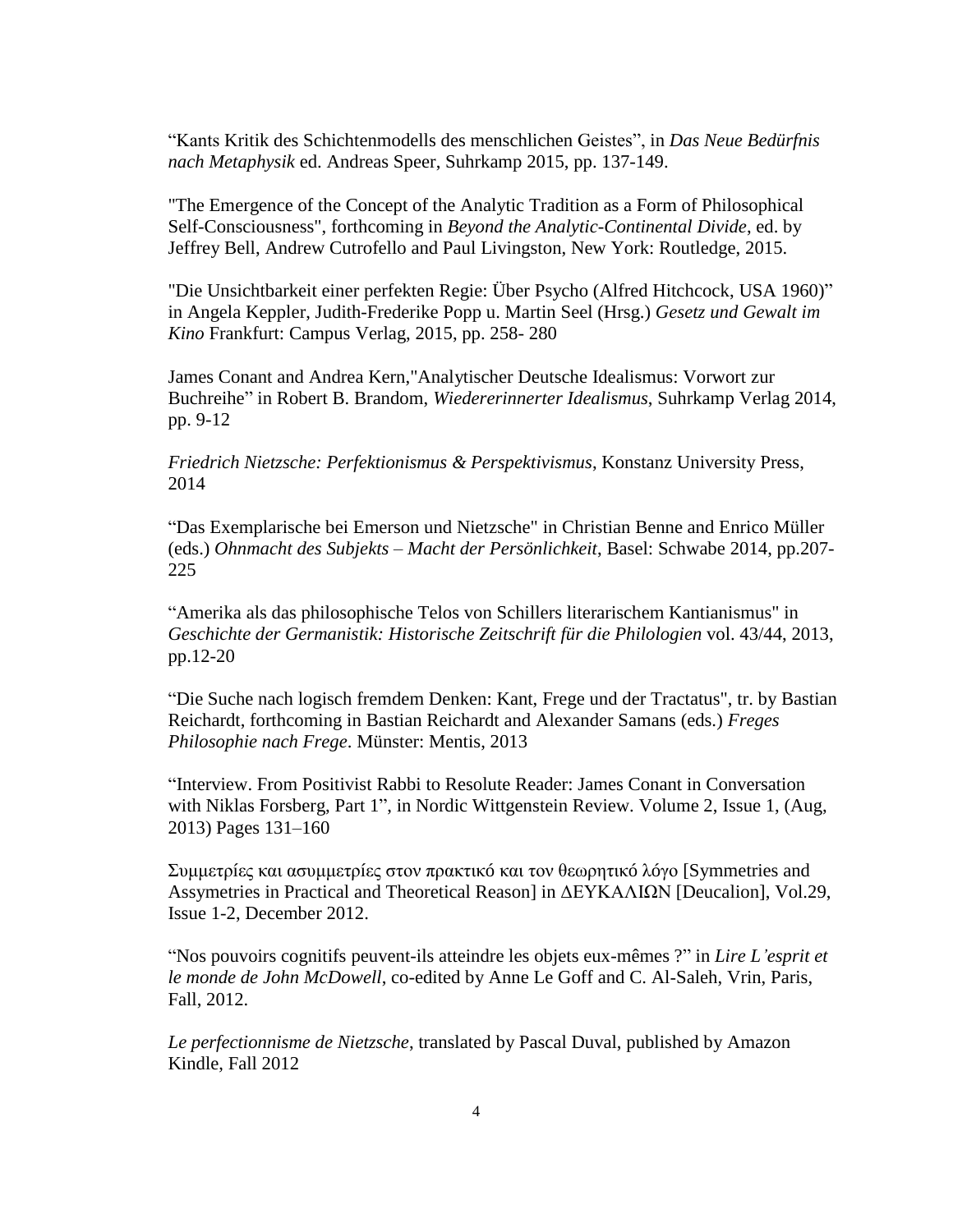“Kants Kritik des Schichtenmodells des menschlichen Geistes”, in *Das Neue Bedürfnis nach Metaphysik* ed. Andreas Speer, Suhrkamp 2015, pp. 137-149.

"The Emergence of the Concept of the Analytic Tradition as a Form of Philosophical Self-Consciousness", forthcoming in *Beyond the Analytic-Continental Divide*, ed. by Jeffrey Bell, Andrew Cutrofello and Paul Livingston, New York: Routledge, 2015.

"Die Unsichtbarkeit einer perfekten Regie: Über Psycho (Alfred Hitchcock, USA 1960)” in Angela Keppler, Judith-Frederike Popp u. Martin Seel (Hrsg.) *Gesetz und Gewalt im Kino* Frankfurt: Campus Verlag, 2015, pp. 258- 280

James Conant and Andrea Kern,"Analytischer Deutsche Idealismus: Vorwort zur Buchreihe” in Robert B. Brandom, *Wiedererinnerter Idealismus*, Suhrkamp Verlag 2014, pp. 9-12

*Friedrich Nietzsche: Perfektionismus & Perspektivismus*, Konstanz University Press, 2014

“Das Exemplarische bei Emerson und Nietzsche" in Christian Benne and Enrico Müller (eds.) *Ohnmacht des Subjekts – Macht der Persönlichkeit*, Basel: Schwabe 2014, pp.207-225

“Amerika als das philosophische Telos von Schillers literarischem Kantianismus" in *Geschichte der Germanistik: Historische Zeitschrift für die Philologien* vol. 43/44, 2013, pp.12-20

“Die Suche nach logisch fremdem Denken: Kant, Frege und der Tractatus", tr. by Bastian Reichardt, forthcoming in Bastian Reichardt and Alexander Samans (eds.) *Freges Philosophie nach Frege*. Münster: Mentis, 2013

“Interview. From Positivist Rabbi to Resolute Reader: James Conant in Conversation with Niklas Forsberg, Part 1”, in Nordic Wittgenstein Review. Volume 2, Issue 1, (Aug, 2013) Pages 131–160

Συμμετρίες και ασυμμετρίες στον πρακτικό και τον θεωρητικό λόγο [Symmetries and Assymetries in Practical and Theoretical Reason] in ΔΕΥΚΑΛΙΩΝ [Deucalion], Vol.29, Issue 1-2, December 2012.

“Nos pouvoirs cognitifs peuvent-ils atteindre les objets eux-mêmes ?” in *Lire L'esprit et le monde de John McDowell*, co-edited by Anne Le Goff and C. Al-Saleh, Vrin, Paris, Fall, 2012.

*Le perfectionnisme de Nietzsche*, translated by Pascal Duval, published by Amazon Kindle, Fall 2012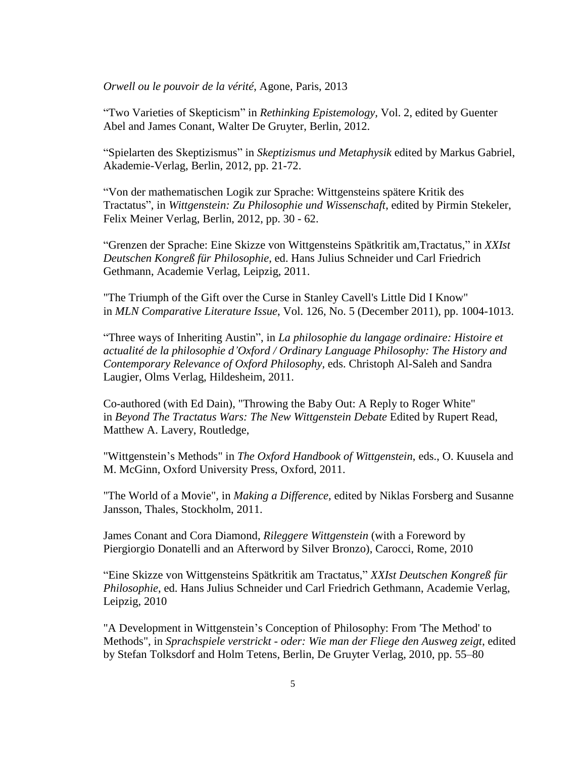*Orwell ou le pouvoir de la vérité*, Agone, Paris, 2013

"Two Varieties of Skepticism" in *Rethinking Epistemology*, Vol. 2, edited by Guenter Abel and James Conant, Walter De Gruyter, Berlin, 2012.

"Spielarten des Skeptizismus" in *Skeptizismus und Metaphysik* edited by Markus Gabriel, Akademie-Verlag, Berlin, 2012, pp. 21-72.

"Von der mathematischen Logik zur Sprache: Wittgensteins spätere Kritik des Tractatus", in *Wittgenstein: Zu Philosophie und Wissenschaft*, edited by Pirmin Stekeler, Felix Meiner Verlag, Berlin, 2012, pp. 30 - 62.

"Grenzen der Sprache: Eine Skizze von Wittgensteins Spätkritik am,Tractatus," in *XXIst Deutschen Kongreß für Philosophie*, ed. Hans Julius Schneider und Carl Friedrich Gethmann, Academie Verlag, Leipzig, 2011.

"The Triumph of the Gift over the Curse in Stanley Cavell's Little Did I Know" in *MLN Comparative Literature Issue*, Vol. 126, No. 5 (December 2011), pp. 1004-1013.

"Three ways of Inheriting Austin", in *La philosophie du langage ordinaire: Histoire et actualité de la philosophie d'Oxford / Ordinary Language Philosophy: The History and Contemporary Relevance of Oxford Philosophy*, eds. Christoph Al-Saleh and Sandra Laugier, Olms Verlag, Hildesheim, 2011.

Co-authored (with Ed Dain), "Throwing the Baby Out: A Reply to Roger White" in *Beyond The Tractatus Wars: The New Wittgenstein Debate* Edited by Rupert Read, Matthew A. Lavery, Routledge,

"Wittgenstein's Methods" in *The Oxford Handbook of Wittgenstein*, eds., O. Kuusela and M. McGinn, Oxford University Press, Oxford, 2011.

"The World of a Movie", in *Making a Difference,* edited by Niklas Forsberg and Susanne Jansson, Thales, Stockholm, 2011.

James Conant and Cora Diamond, *Rileggere Wittgenstein* (with a Foreword by Piergiorgio Donatelli and an Afterword by Silver Bronzo), Carocci, Rome, 2010

"Eine Skizze von Wittgensteins Spätkritik am Tractatus," *XXIst Deutschen Kongreß für Philosophie*, ed. Hans Julius Schneider und Carl Friedrich Gethmann, Academie Verlag, Leipzig, 2010

"A Development in Wittgenstein's Conception of Philosophy: From 'The Method' to Methods", in *Sprachspiele verstrickt - oder: Wie man der Fliege den Ausweg zeigt*, edited by Stefan Tolksdorf and Holm Tetens, Berlin, De Gruyter Verlag, 2010, pp. 55–80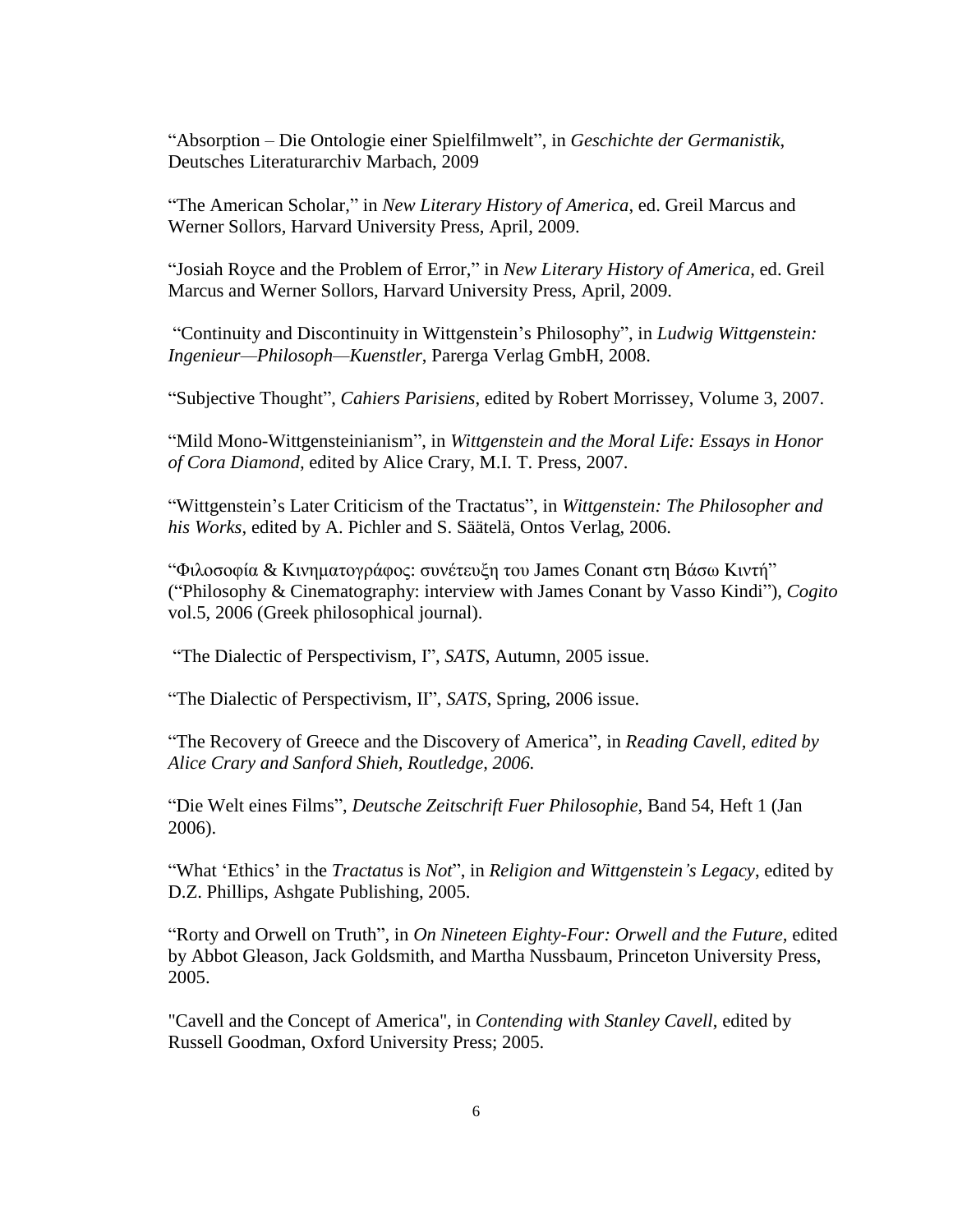"Absorption – Die Ontologie einer Spielfilmwelt", in *Geschichte der Germanistik*, Deutsches Literaturarchiv Marbach, 2009

"The American Scholar," in *New Literary History of America*, ed. Greil Marcus and Werner Sollors, Harvard University Press, April, 2009.

"Josiah Royce and the Problem of Error," in *New Literary History of America*, ed. Greil Marcus and Werner Sollors, Harvard University Press, April, 2009.

"Continuity and Discontinuity in Wittgenstein's Philosophy", in *Ludwig Wittgenstein: Ingenieur—Philosoph—Kuenstler*, Parerga Verlag GmbH, 2008.

"Subjective Thought", *Cahiers Parisiens*, edited by Robert Morrissey, Volume 3, 2007.

"Mild Mono-Wittgensteinianism", in *Wittgenstein and the Moral Life: Essays in Honor of Cora Diamond*, edited by Alice Crary, M.I. T. Press, 2007.

"Wittgenstein's Later Criticism of the Tractatus", in *Wittgenstein: The Philosopher and his Works*, edited by A. Pichler and S. Säätelä, Ontos Verlag, 2006.

"Φιλοσοφία & Κινηματογράφος: συνέτευξη του James Conant στη Βάσω Κιντή" ("Philosophy & Cinematography: interview with James Conant by Vasso Kindi"), *Cogito* vol.5, 2006 (Greek philosophical journal).

"The Dialectic of Perspectivism, I", *SATS*, Autumn, 2005 issue.

"The Dialectic of Perspectivism, II", *SATS*, Spring, 2006 issue.

"The Recovery of Greece and the Discovery of America", in *Reading Cavell, edited by Alice Crary and Sanford Shieh, Routledge, 2006.*

"Die Welt eines Films", *Deutsche Zeitschrift Fuer Philosophie*, Band 54, Heft 1 (Jan 2006).

"What 'Ethics' in the *Tractatus* is *Not*", in *Religion and Wittgenstein's Legacy*, edited by D.Z. Phillips, Ashgate Publishing, 2005.

"Rorty and Orwell on Truth", in *On Nineteen Eighty-Four: Orwell and the Future*, edited by Abbot Gleason, Jack Goldsmith, and Martha Nussbaum, Princeton University Press, 2005.

"Cavell and the Concept of America", in *Contending with Stanley Cavell*, edited by Russell Goodman, Oxford University Press; 2005.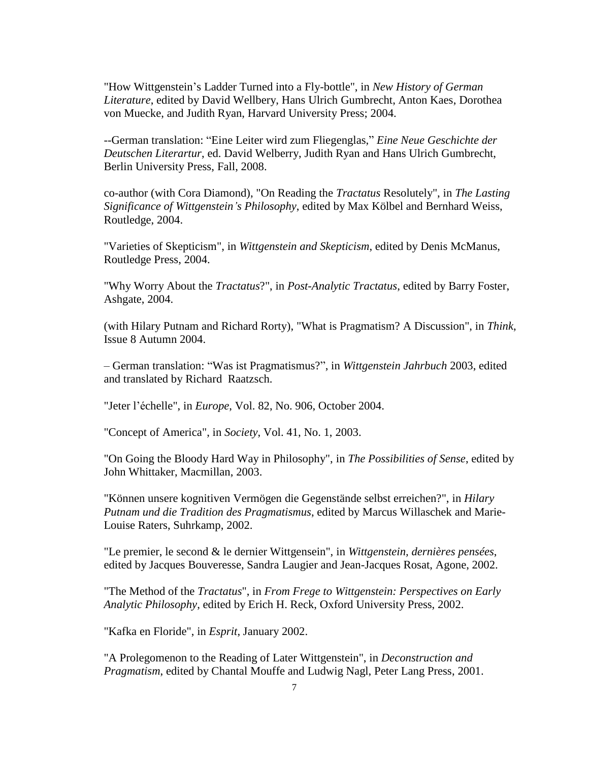"How Wittgenstein's Ladder Turned into a Fly-bottle", in *New History of German Literature*, edited by David Wellbery, Hans Ulrich Gumbrecht, Anton Kaes, Dorothea von Muecke, and Judith Ryan, Harvard University Press; 2004.

--German translation: "Eine Leiter wird zum Fliegenglas," *Eine Neue Geschichte der Deutschen Literartur*, ed. David Welberry, Judith Ryan and Hans Ulrich Gumbrecht, Berlin University Press, Fall, 2008.

co-author (with Cora Diamond), "On Reading the *Tractatus* Resolutely", in *The Lasting Significance of Wittgenstein's Philosophy*, edited by Max Kölbel and Bernhard Weiss, Routledge, 2004.

"Varieties of Skepticism", in *Wittgenstein and Skepticism*, edited by Denis McManus, Routledge Press, 2004.

"Why Worry About the *Tractatus*?", in *Post-Analytic Tractatus*, edited by Barry Foster, Ashgate, 2004.

(with Hilary Putnam and Richard Rorty), "What is Pragmatism? A Discussion", in *Think*, Issue 8 Autumn 2004.

– German translation: "Was ist Pragmatismus?", in *Wittgenstein Jahrbuch* 2003, edited and translated by Richard Raatzsch.

"Jeter l'échelle", in *Europe*, Vol. 82, No. 906, October 2004.

"Concept of America", in *Society*, Vol. 41, No. 1, 2003.

"On Going the Bloody Hard Way in Philosophy", in *The Possibilities of Sense*, edited by John Whittaker, Macmillan, 2003.

"Können unsere kognitiven Vermögen die Gegenstände selbst erreichen?", in *Hilary Putnam und die Tradition des Pragmatismus*, edited by Marcus Willaschek and Marie-Louise Raters, Suhrkamp, 2002.

"Le premier, le second & le dernier Wittgensein", in *Wittgenstein, dernières pensées*, edited by Jacques Bouveresse, Sandra Laugier and Jean-Jacques Rosat, Agone, 2002.

"The Method of the *Tractatus*", in *From Frege to Wittgenstein: Perspectives on Early Analytic Philosophy*, edited by Erich H. Reck, Oxford University Press, 2002.

"Kafka en Floride", in *Esprit*, January 2002.

"A Prolegomenon to the Reading of Later Wittgenstein", in *Deconstruction and Pragmatism*, edited by Chantal Mouffe and Ludwig Nagl, Peter Lang Press, 2001.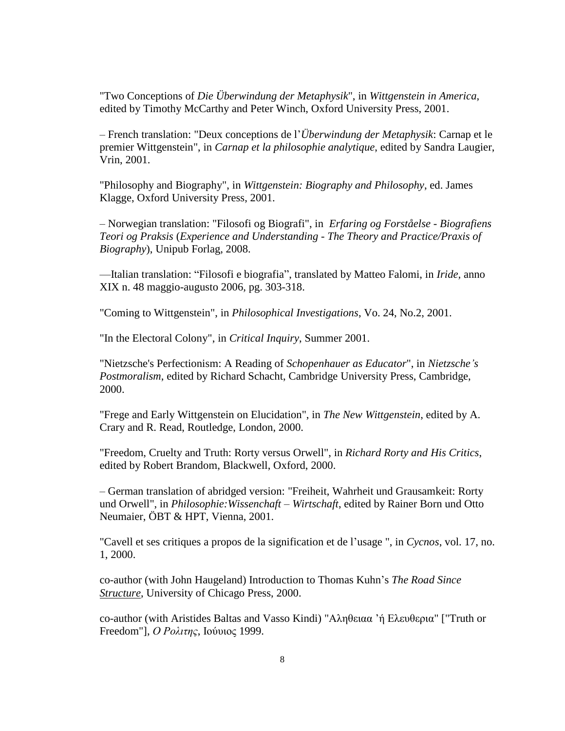"Two Conceptions of *Die Überwindung der Metaphysik*", in *Wittgenstein in America*, edited by Timothy McCarthy and Peter Winch, Oxford University Press, 2001.

– French translation: "Deux conceptions de l'*Überwindung der Metaphysik*: Carnap et le premier Wittgenstein", in *Carnap et la philosophie analytique*, edited by Sandra Laugier, Vrin, 2001.

"Philosophy and Biography", in *Wittgenstein: Biography and Philosophy*, ed. James Klagge, Oxford University Press, 2001.

– Norwegian translation: "Filosofi og Biografi", in *Erfaring og Forståelse - Biografiens Teori og Praksis* (*Experience and Understanding - The Theory and Practice/Praxis of Biography*), Unipub Forlag, 2008.

—Italian translation: "Filosofi e biografia", translated by Matteo Falomi, in *Iride*, anno XIX n. 48 maggio-augusto 2006, pg. 303-318.

"Coming to Wittgenstein", in *Philosophical Investigations*, Vo. 24, No.2, 2001.

"In the Electoral Colony", in *Critical Inquiry*, Summer 2001.

"Nietzsche's Perfectionism: A Reading of *Schopenhauer as Educator*", in *Nietzsche's Postmoralism*, edited by Richard Schacht, Cambridge University Press, Cambridge, 2000.

"Frege and Early Wittgenstein on Elucidation", in *The New Wittgenstein*, edited by A. Crary and R. Read, Routledge, London, 2000.

"Freedom, Cruelty and Truth: Rorty versus Orwell", in *Richard Rorty and His Critics*, edited by Robert Brandom, Blackwell, Oxford, 2000.

– German translation of abridged version: "Freiheit, Wahrheit und Grausamkeit: Rorty und Orwell", in *Philosophie:Wissenschaft – Wirtschaft*, edited by Rainer Born und Otto Neumaier, ÖBT & HPT, Vienna, 2001.

"Cavell et ses critiques a propos de la signification et de l'usage ", in *Cycnos*, vol. 17, no. 1, 2000.

co-author (with John Haugeland) Introduction to Thomas Kuhn's *The Road Since Structure*, University of Chicago Press, 2000.

co-author (with Aristides Baltas and Vasso Kindi) "Αληθειαα 'ή Ελευθερια" ["Truth or Freedom"], *Ο Ρολιτης*, Ιούυιος 1999.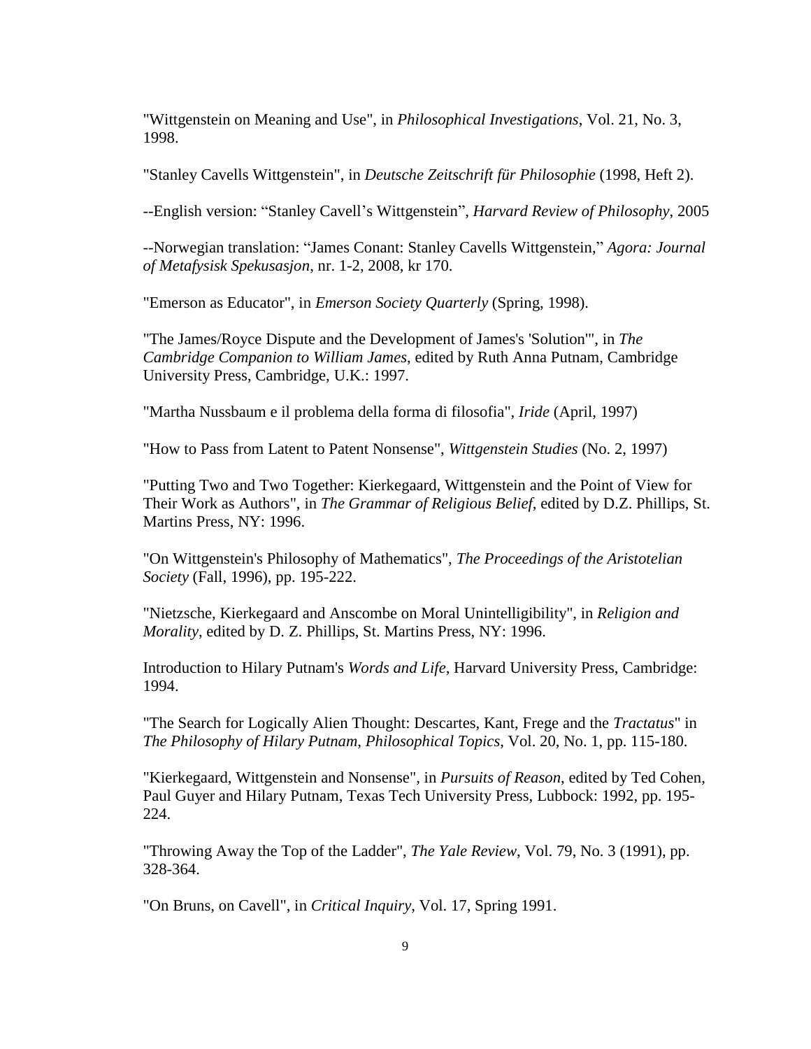"Wittgenstein on Meaning and Use", in *Philosophical Investigations*, Vol. 21, No. 3, 1998.

"Stanley Cavells Wittgenstein", in *Deutsche Zeitschrift für Philosophie* (1998, Heft 2).

--English version: "Stanley Cavell's Wittgenstein", *Harvard Review of Philosophy*, 2005

--Norwegian translation: "James Conant: Stanley Cavells Wittgenstein," *Agora: Journal of Metafysisk Spekusasjon*, nr. 1-2, 2008, kr 170.

"Emerson as Educator", in *Emerson Society Quarterly* (Spring, 1998).

"The James/Royce Dispute and the Development of James's 'Solution'", in *The Cambridge Companion to William James*, edited by Ruth Anna Putnam, Cambridge University Press, Cambridge, U.K.: 1997.

"Martha Nussbaum e il problema della forma di filosofia", *Iride* (April, 1997)

"How to Pass from Latent to Patent Nonsense", *Wittgenstein Studies* (No. 2, 1997)

"Putting Two and Two Together: Kierkegaard, Wittgenstein and the Point of View for Their Work as Authors", in *The Grammar of Religious Belief*, edited by D.Z. Phillips, St. Martins Press, NY: 1996.

"On Wittgenstein's Philosophy of Mathematics", *The Proceedings of the Aristotelian Society* (Fall, 1996), pp. 195-222.

"Nietzsche, Kierkegaard and Anscombe on Moral Unintelligibility", in *Religion and Morality*, edited by D. Z. Phillips, St. Martins Press, NY: 1996.

Introduction to Hilary Putnam's *Words and Life*, Harvard University Press, Cambridge: 1994.

"The Search for Logically Alien Thought: Descartes, Kant, Frege and the *Tractatus*" in *The Philosophy of Hilary Putnam*, *Philosophical Topics*, Vol. 20, No. 1, pp. 115-180.

"Kierkegaard, Wittgenstein and Nonsense", in *Pursuits of Reason*, edited by Ted Cohen, Paul Guyer and Hilary Putnam, Texas Tech University Press, Lubbock: 1992, pp. 195-224.

"Throwing Away the Top of the Ladder", *The Yale Review*, Vol. 79, No. 3 (1991), pp. 328-364.

"On Bruns, on Cavell", in *Critical Inquiry*, Vol. 17, Spring 1991.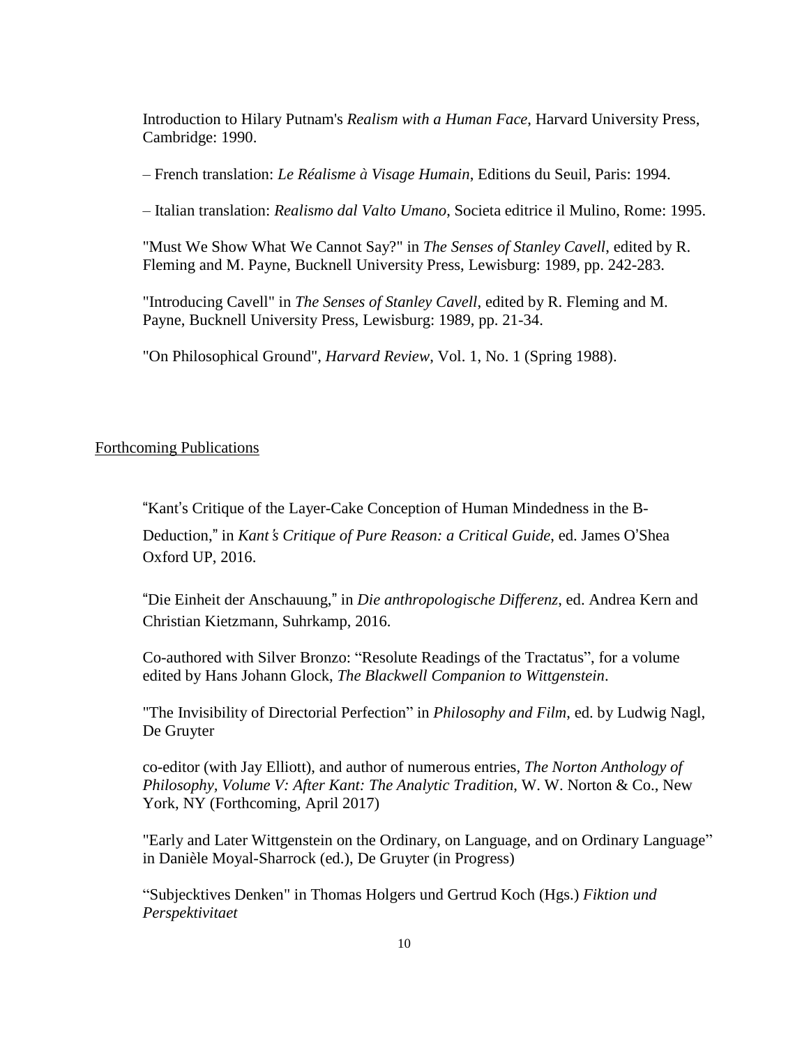Introduction to Hilary Putnam's *Realism with a Human Face*, Harvard University Press, Cambridge: 1990.

– French translation: *Le Réalisme à Visage Humain*, Editions du Seuil, Paris: 1994.

– Italian translation: *Realismo dal Valto Umano*, Societa editrice il Mulino, Rome: 1995.

"Must We Show What We Cannot Say?" in *The Senses of Stanley Cavell*, edited by R. Fleming and M. Payne, Bucknell University Press, Lewisburg: 1989, pp. 242-283.

"Introducing Cavell" in *The Senses of Stanley Cavell*, edited by R. Fleming and M. Payne, Bucknell University Press, Lewisburg: 1989, pp. 21-34.

"On Philosophical Ground", *Harvard Review*, Vol. 1, No. 1 (Spring 1988).

## Forthcoming Publications

"Kant's Critique of the Layer-Cake Conception of Human Mindedness in the B-Deduction," in *Kant's Critique of Pure Reason: a Critical Guide*, ed. James O'Shea Oxford UP, 2016.

"Die Einheit der Anschauung," in *Die anthropologische Differenz*, ed. Andrea Kern and Christian Kietzmann, Suhrkamp, 2016.

Co-authored with Silver Bronzo: "Resolute Readings of the Tractatus", for a volume edited by Hans Johann Glock, *The Blackwell Companion to Wittgenstein*.

"The Invisibility of Directorial Perfection" in *Philosophy and Film*, ed. by Ludwig Nagl, De Gruyter

co-editor (with Jay Elliott), and author of numerous entries, *The Norton Anthology of Philosophy, Volume V: After Kant: The Analytic Tradition*, W. W. Norton & Co., New York, NY (Forthcoming, April 2017)

"Early and Later Wittgenstein on the Ordinary, on Language, and on Ordinary Language" in Danièle Moyal-Sharrock (ed.), De Gruyter (in Progress)

"Subjecktives Denken" in Thomas Holgers und Gertrud Koch (Hgs.) *Fiktion und Perspektivitaet*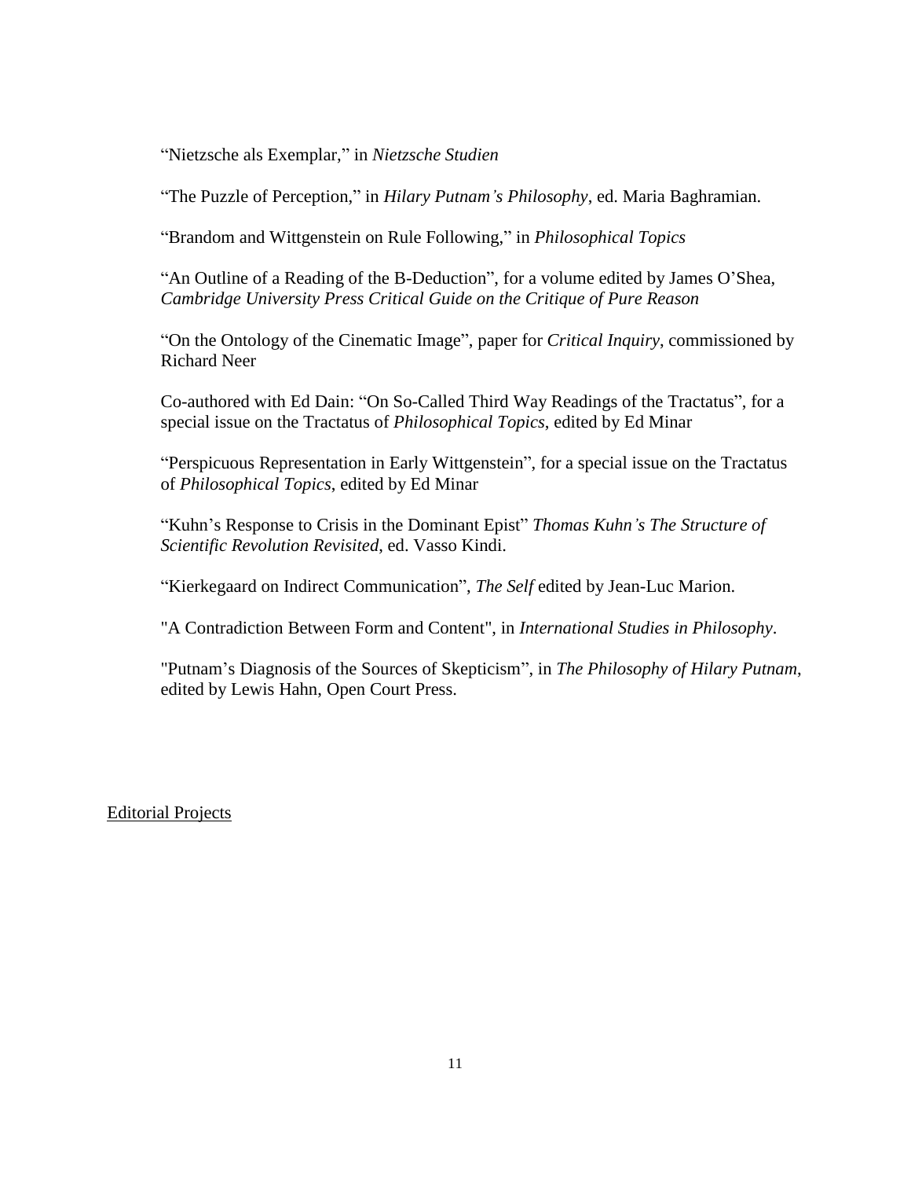"Nietzsche als Exemplar," in *Nietzsche Studien*

"The Puzzle of Perception," in *Hilary Putnam's Philosophy*, ed. Maria Baghramian.

"Brandom and Wittgenstein on Rule Following," in *Philosophical Topics*

"An Outline of a Reading of the B-Deduction", for a volume edited by James O'Shea, *Cambridge University Press Critical Guide on the Critique of Pure Reason*

"On the Ontology of the Cinematic Image", paper for *Critical Inquiry*, commissioned by Richard Neer

Co-authored with Ed Dain: "On So-Called Third Way Readings of the Tractatus", for a special issue on the Tractatus of *Philosophical Topics*, edited by Ed Minar

"Perspicuous Representation in Early Wittgenstein", for a special issue on the Tractatus of *Philosophical Topics*, edited by Ed Minar

"Kuhn's Response to Crisis in the Dominant Epist" *Thomas Kuhn's The Structure of Scientific Revolution Revisited*, ed. Vasso Kindi.

"Kierkegaard on Indirect Communication", *The Self* edited by Jean-Luc Marion.

"A Contradiction Between Form and Content", in *International Studies in Philosophy*.

"Putnam's Diagnosis of the Sources of Skepticism", in *The Philosophy of Hilary Putnam*, edited by Lewis Hahn, Open Court Press.

<u>Editorial Projects</u>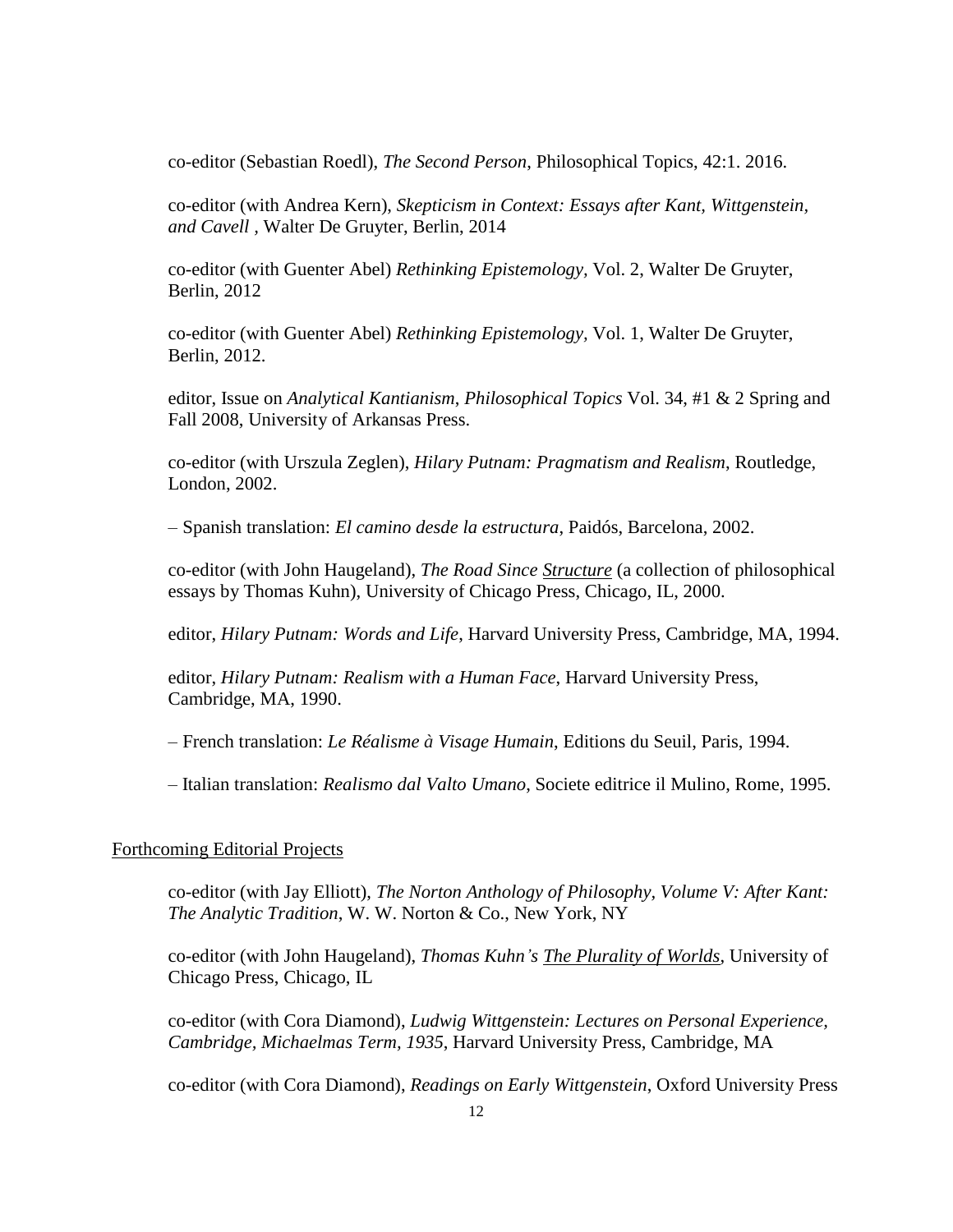co-editor (Sebastian Roedl), *The Second Person*, Philosophical Topics, 42:1. 2016.

co-editor (with Andrea Kern), *Skepticism in Context: Essays after Kant, Wittgenstein, and Cavell* , Walter De Gruyter, Berlin, 2014

co-editor (with Guenter Abel) *Rethinking Epistemology,* Vol. 2, Walter De Gruyter, Berlin, 2012

co-editor (with Guenter Abel) *Rethinking Epistemology,* Vol. 1, Walter De Gruyter, Berlin, 2012.

editor, Issue on *Analytical Kantianism*, *Philosophical Topics* Vol. 34, #1 & 2 Spring and Fall 2008, University of Arkansas Press.

co-editor (with Urszula Zeglen), *Hilary Putnam: Pragmatism and Realism*, Routledge, London, 2002.

– Spanish translation: *El camino desde la estructura*, Paidós, Barcelona, 2002.

co-editor (with John Haugeland), *The Road Since <u>Structure</u>* (a collection of philosophical essays by Thomas Kuhn), University of Chicago Press, Chicago, IL, 2000.

editor, *Hilary Putnam: Words and Life*, Harvard University Press, Cambridge, MA, 1994.

editor, *Hilary Putnam: Realism with a Human Face*, Harvard University Press, Cambridge, MA, 1990.

– French translation: *Le Réalisme à Visage Humain*, Editions du Seuil, Paris, 1994.

– Italian translation: *Realismo dal Valto Umano*, Societe editrice il Mulino, Rome, 1995.

## <u>Forthcoming Editorial Projects</u>

co-editor (with Jay Elliott), *The Norton Anthology of Philosophy, Volume V: After Kant: The Analytic Tradition*, W. W. Norton & Co., New York, NY

co-editor (with John Haugeland), *Thomas Kuhn's <u>The Plurality of Worlds</u>*, University of Chicago Press, Chicago, IL

co-editor (with Cora Diamond), *Ludwig Wittgenstein: Lectures on Personal Experience, Cambridge, Michaelmas Term, 1935*, Harvard University Press, Cambridge, MA

co-editor (with Cora Diamond), *Readings on Early Wittgenstein*, Oxford University Press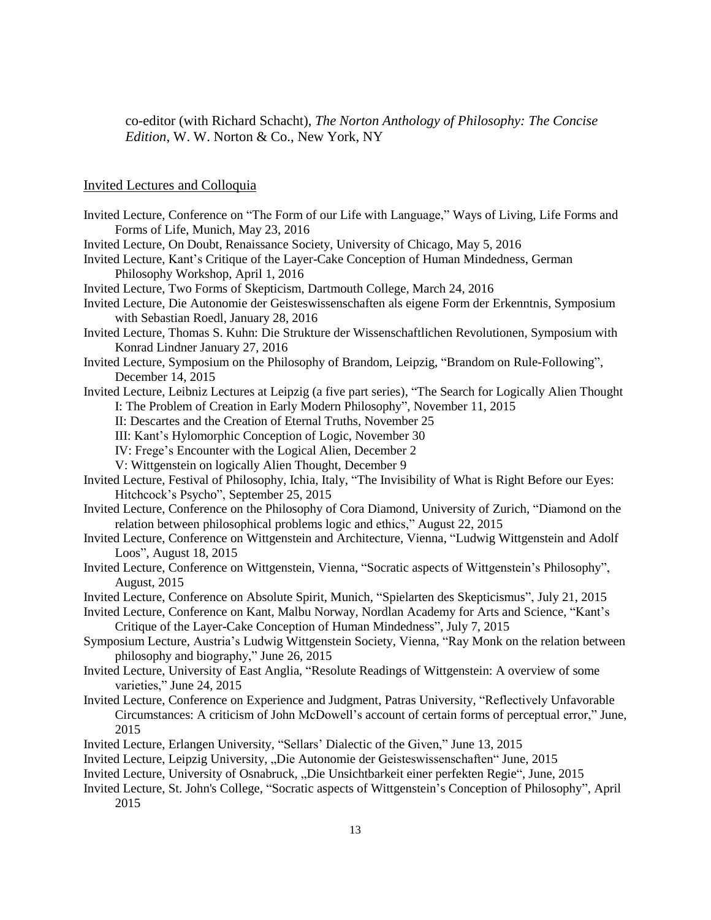co-editor (with Richard Schacht), *The Norton Anthology of Philosophy: The Concise Edition*, W. W. Norton & Co., New York, NY

## Invited Lectures and Colloquia

Invited Lecture, Conference on "The Form of our Life with Language," Ways of Living, Life Forms and Forms of Life, Munich, May 23, 2016

Invited Lecture, On Doubt, Renaissance Society, University of Chicago, May 5, 2016

Invited Lecture, Kant's Critique of the Layer-Cake Conception of Human Mindedness, German Philosophy Workshop, April 1, 2016

Invited Lecture, Two Forms of Skepticism, Dartmouth College, March 24, 2016

Invited Lecture, Die Autonomie der Geisteswissenschaften als eigene Form der Erkenntnis, Symposium with Sebastian Roedl, January 28, 2016

Invited Lecture, Thomas S. Kuhn: Die Strukture der Wissenschaftlichen Revolutionen, Symposium with Konrad Lindner January 27, 2016

Invited Lecture, Symposium on the Philosophy of Brandom, Leipzig, "Brandom on Rule-Following", December 14, 2015

Invited Lecture, Leibniz Lectures at Leipzig (a five part series), "The Search for Logically Alien Thought
- I: The Problem of Creation in Early Modern Philosophy", November 11, 2015
- II: Descartes and the Creation of Eternal Truths, November 25
- III: Kant's Hylomorphic Conception of Logic, November 30
- IV: Frege's Encounter with the Logical Alien, December 2
- V: Wittgenstein on logically Alien Thought, December 9

Invited Lecture, Festival of Philosophy, Ichia, Italy, "The Invisibility of What is Right Before our Eyes: Hitchcock's Psycho", September 25, 2015

Invited Lecture, Conference on the Philosophy of Cora Diamond, University of Zurich, "Diamond on the relation between philosophical problems logic and ethics," August 22, 2015

Invited Lecture, Conference on Wittgenstein and Architecture, Vienna, "Ludwig Wittgenstein and Adolf Loos", August 18, 2015

Invited Lecture, Conference on Wittgenstein, Vienna, "Socratic aspects of Wittgenstein's Philosophy", August, 2015

Invited Lecture, Conference on Absolute Spirit, Munich, "Spielarten des Skeptizismus", July 21, 2015

Invited Lecture, Conference on Kant, Malbu Norway, Nordlan Academy for Arts and Science, "Kant's Critique of the Layer-Cake Conception of Human Mindedness", July 7, 2015

Symposium Lecture, Austria's Ludwig Wittgenstein Society, Vienna, "Ray Monk on the relation between philosophy and biography," June 26, 2015

Invited Lecture, University of East Anglia, "Resolute Readings of Wittgenstein: A overview of some varieties," June 24, 2015

Invited Lecture, Conference on Experience and Judgment, Patras University, "Reflectively Unfavorable Circumstances: A criticism of John McDowell's account of certain forms of perceptual error," June, 2015

Invited Lecture, Erlangen University, "Sellars' Dialectic of the Given," June 13, 2015

Invited Lecture, Leipzig University, „Die Autonomie der Geisteswissenschaften" June, 2015

Invited Lecture, University of Osnabruck, „Die Unsichtbarkeit einer perfekten Regie", June, 2015

Invited Lecture, St. John's College, "Socratic aspects of Wittgenstein's Conception of Philosophy", April 2015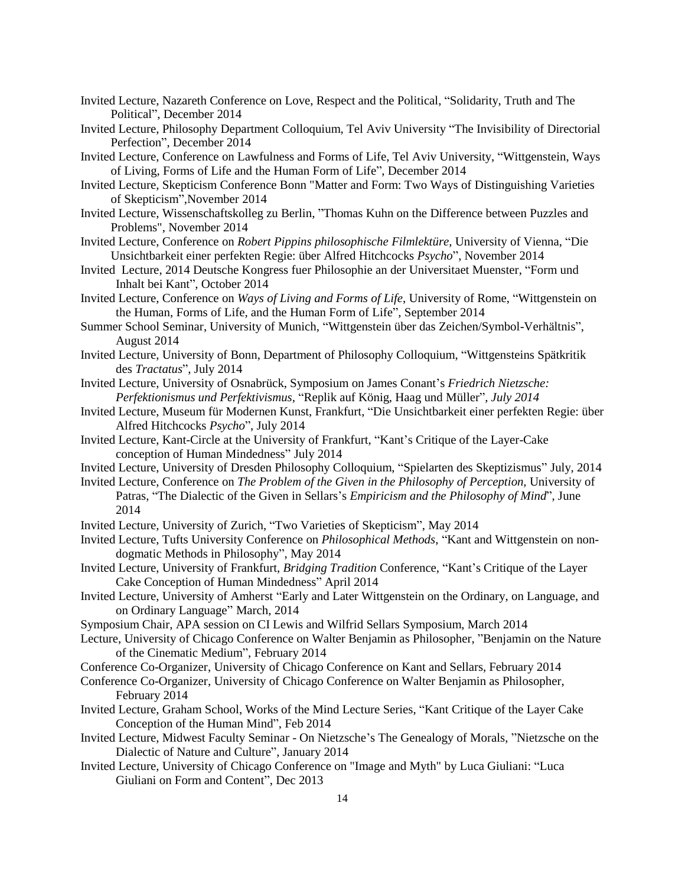Invited Lecture, Nazareth Conference on Love, Respect and the Political, "Solidarity, Truth and The Political", December 2014

Invited Lecture, Philosophy Department Colloquium, Tel Aviv University "The Invisibility of Directorial Perfection", December 2014

Invited Lecture, Conference on Lawfulness and Forms of Life, Tel Aviv University, "Wittgenstein, Ways of Living, Forms of Life and the Human Form of Life", December 2014

Invited Lecture, Skepticism Conference Bonn "Matter and Form: Two Ways of Distinguishing Varieties of Skepticism",November 2014

Invited Lecture, Wissenschaftskolleg zu Berlin, "Thomas Kuhn on the Difference between Puzzles and Problems", November 2014

Invited Lecture, Conference on *Robert Pippins philosophische Filmlektüre*, University of Vienna, "Die Unsichtbarkeit einer perfekten Regie: über Alfred Hitchcocks *Psycho*", November 2014

Invited Lecture, 2014 Deutsche Kongress fuer Philosophie an der Universitaet Muenster, "Form und Inhalt bei Kant", October 2014

Invited Lecture, Conference on *Ways of Living and Forms of Life*, University of Rome, "Wittgenstein on the Human, Forms of Life, and the Human Form of Life", September 2014

Summer School Seminar, University of Munich, "Wittgenstein über das Zeichen/Symbol-Verhältnis", August 2014

Invited Lecture, University of Bonn, Department of Philosophy Colloquium, "Wittgensteins Spätkritik des *Tractatus*", July 2014

Invited Lecture, University of Osnabrück, Symposium on James Conant's *Friedrich Nietzsche: Perfektionismus und Perfektivismus,* "Replik auf König, Haag und Müller", *July 2014*

Invited Lecture, Museum für Modernen Kunst, Frankfurt, "Die Unsichtbarkeit einer perfekten Regie: über Alfred Hitchcocks *Psycho*", July 2014

Invited Lecture, Kant-Circle at the University of Frankfurt, "Kant's Critique of the Layer-Cake conception of Human Mindedness" July 2014

Invited Lecture, University of Dresden Philosophy Colloquium, "Spielarten des Skeptizismus" July, 2014

Invited Lecture, Conference on *The Problem of the Given in the Philosophy of Perception,* University of Patras, "The Dialectic of the Given in Sellars's *Empiricism and the Philosophy of Mind*", June 2014

Invited Lecture, University of Zurich, "Two Varieties of Skepticism", May 2014

Invited Lecture, Tufts University Conference on *Philosophical Methods*, "Kant and Wittgenstein on non-dogmatic Methods in Philosophy", May 2014

Invited Lecture, University of Frankfurt, *Bridging Tradition* Conference, "Kant's Critique of the Layer Cake Conception of Human Mindedness" April 2014

Invited Lecture, University of Amherst "Early and Later Wittgenstein on the Ordinary, on Language, and on Ordinary Language" March, 2014

Symposium Chair, APA session on CI Lewis and Wilfrid Sellars Symposium, March 2014

Lecture, University of Chicago Conference on Walter Benjamin as Philosopher, "Benjamin on the Nature of the Cinematic Medium", February 2014

Conference Co-Organizer, University of Chicago Conference on Kant and Sellars, February 2014

Conference Co-Organizer, University of Chicago Conference on Walter Benjamin as Philosopher, February 2014

Invited Lecture, Graham School, Works of the Mind Lecture Series, "Kant Critique of the Layer Cake Conception of the Human Mind", Feb 2014

Invited Lecture, Midwest Faculty Seminar - On Nietzsche's The Genealogy of Morals, "Nietzsche on the Dialectic of Nature and Culture", January 2014

Invited Lecture, University of Chicago Conference on "Image and Myth" by Luca Giuliani: "Luca Giuliani on Form and Content", Dec 2013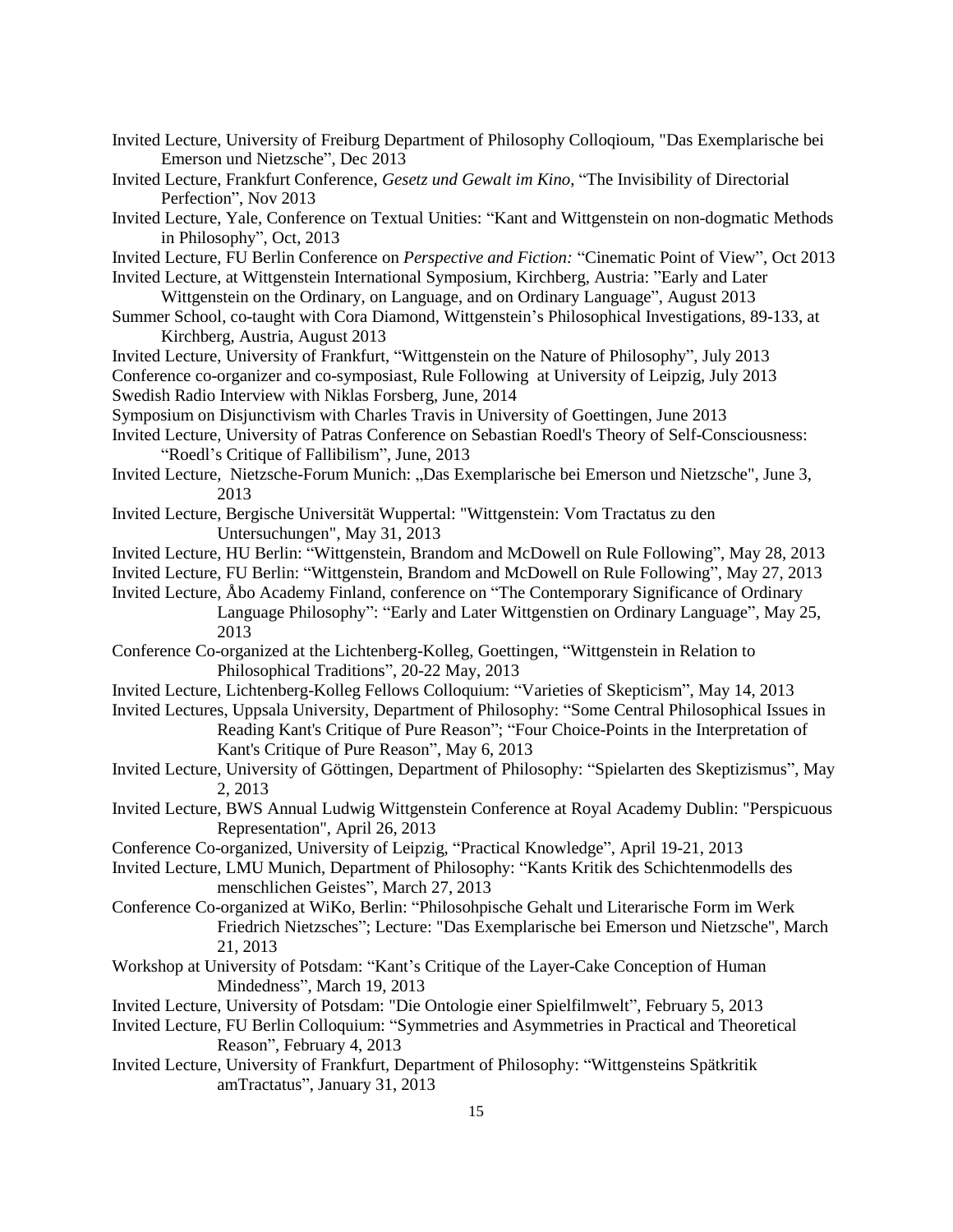Invited Lecture, University of Freiburg Department of Philosophy Colloqioum, "Das Exemplarische bei Emerson und Nietzsche", Dec 2013

Invited Lecture, Frankfurt Conference, *Gesetz und Gewalt im Kino*, "The Invisibility of Directorial Perfection", Nov 2013

Invited Lecture, Yale, Conference on Textual Unities: "Kant and Wittgenstein on non-dogmatic Methods in Philosophy", Oct, 2013

Invited Lecture, FU Berlin Conference on *Perspective and Fiction:* "Cinematic Point of View", Oct 2013

Invited Lecture, at Wittgenstein International Symposium, Kirchberg, Austria: "Early and Later Wittgenstein on the Ordinary, on Language, and on Ordinary Language", August 2013

Summer School, co-taught with Cora Diamond, Wittgenstein's Philosophical Investigations, 89-133, at Kirchberg, Austria, August 2013

Invited Lecture, University of Frankfurt, "Wittgenstein on the Nature of Philosophy", July 2013

Conference co-organizer and co-symposiast, Rule Following at University of Leipzig, July 2013

Swedish Radio Interview with Niklas Forsberg, June, 2014

Symposium on Disjunctivism with Charles Travis in University of Goettingen, June 2013

Invited Lecture, University of Patras Conference on Sebastian Roedl's Theory of Self-Consciousness: "Roedl's Critique of Fallibilism", June, 2013

Invited Lecture, Nietzsche-Forum Munich: „Das Exemplarische bei Emerson und Nietzsche", June 3, 2013

Invited Lecture, Bergische Universität Wuppertal: "Wittgenstein: Vom Tractatus zu den Untersuchungen", May 31, 2013

Invited Lecture, HU Berlin: "Wittgenstein, Brandom and McDowell on Rule Following", May 28, 2013

Invited Lecture, FU Berlin: "Wittgenstein, Brandom and McDowell on Rule Following", May 27, 2013

Invited Lecture, Åbo Academy Finland, conference on "The Contemporary Significance of Ordinary Language Philosophy": "Early and Later Wittgenstien on Ordinary Language", May 25, 2013

Conference Co-organized at the Lichtenberg-Kolleg, Goettingen, "Wittgenstein in Relation to Philosophical Traditions", 20-22 May, 2013

Invited Lecture, Lichtenberg-Kolleg Fellows Colloquium: "Varieties of Skepticism", May 14, 2013

Invited Lectures, Uppsala University, Department of Philosophy: "Some Central Philosophical Issues in Reading Kant's Critique of Pure Reason"; "Four Choice-Points in the Interpretation of Kant's Critique of Pure Reason", May 6, 2013

Invited Lecture, University of Göttingen, Department of Philosophy: "Spielarten des Skeptizismus", May 2, 2013

Invited Lecture, BWS Annual Ludwig Wittgenstein Conference at Royal Academy Dublin: "Perspicuous Representation", April 26, 2013

Conference Co-organized, University of Leipzig, "Practical Knowledge", April 19-21, 2013

Invited Lecture, LMU Munich, Department of Philosophy: "Kants Kritik des Schichtenmodells des menschlichen Geistes", March 27, 2013

Conference Co-organized at WiKo, Berlin: "Philosohpische Gehalt und Literarische Form im Werk Friedrich Nietzsches"; Lecture: "Das Exemplarische bei Emerson und Nietzsche", March 21, 2013

Workshop at University of Potsdam: "Kant's Critique of the Layer-Cake Conception of Human Mindedness", March 19, 2013

Invited Lecture, University of Potsdam: "Die Ontologie einer Spielfilmwelt", February 5, 2013

Invited Lecture, FU Berlin Colloquium: "Symmetries and Asymmetries in Practical and Theoretical Reason", February 4, 2013

Invited Lecture, University of Frankfurt, Department of Philosophy: "Wittgensteins Spätkritik amTractatus", January 31, 2013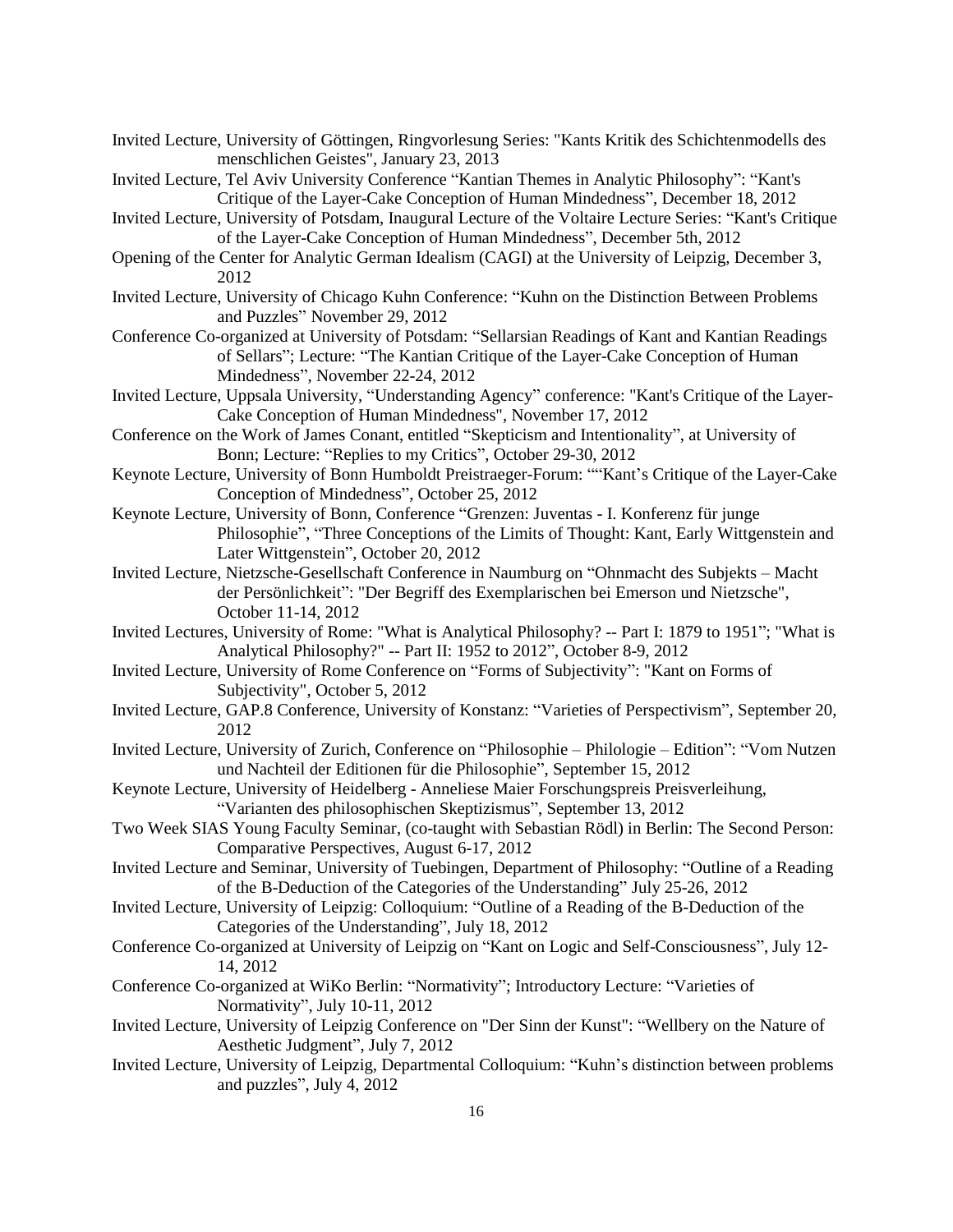Invited Lecture, University of Göttingen, Ringvorlesung Series: "Kants Kritik des Schichtenmodells des menschlichen Geistes", January 23, 2013

Invited Lecture, Tel Aviv University Conference "Kantian Themes in Analytic Philosophy": "Kant's Critique of the Layer-Cake Conception of Human Mindedness", December 18, 2012

Invited Lecture, University of Potsdam, Inaugural Lecture of the Voltaire Lecture Series: "Kant's Critique of the Layer-Cake Conception of Human Mindedness", December 5th, 2012

Opening of the Center for Analytic German Idealism (CAGI) at the University of Leipzig, December 3, 2012

Invited Lecture, University of Chicago Kuhn Conference: "Kuhn on the Distinction Between Problems and Puzzles" November 29, 2012

Conference Co-organized at University of Potsdam: "Sellarsian Readings of Kant and Kantian Readings of Sellars"; Lecture: "The Kantian Critique of the Layer-Cake Conception of Human Mindedness", November 22-24, 2012

Invited Lecture, Uppsala University, "Understanding Agency" conference: "Kant's Critique of the Layer-Cake Conception of Human Mindedness", November 17, 2012

Conference on the Work of James Conant, entitled "Skepticism and Intentionality", at University of Bonn; Lecture: "Replies to my Critics", October 29-30, 2012

Keynote Lecture, University of Bonn Humboldt Preistraeger-Forum: ""Kant's Critique of the Layer-Cake Conception of Mindedness", October 25, 2012

Keynote Lecture, University of Bonn, Conference "Grenzen: Juventas - I. Konferenz für junge Philosophie", "Three Conceptions of the Limits of Thought: Kant, Early Wittgenstein and Later Wittgenstein", October 20, 2012

Invited Lecture, Nietzsche-Gesellschaft Conference in Naumburg on "Ohnmacht des Subjekts – Macht der Persönlichkeit": "Der Begriff des Exemplarischen bei Emerson und Nietzsche", October 11-14, 2012

Invited Lectures, University of Rome: "What is Analytical Philosophy? -- Part I: 1879 to 1951"; "What is Analytical Philosophy?" -- Part II: 1952 to 2012", October 8-9, 2012

Invited Lecture, University of Rome Conference on "Forms of Subjectivity": "Kant on Forms of Subjectivity", October 5, 2012

Invited Lecture, GAP.8 Conference, University of Konstanz: "Varieties of Perspectivism", September 20, 2012

Invited Lecture, University of Zurich, Conference on "Philosophie – Philologie – Edition": "Vom Nutzen und Nachteil der Editionen für die Philosophie", September 15, 2012

Keynote Lecture, University of Heidelberg - Anneliese Maier Forschungspreis Preisverleihung, "Varianten des philosophischen Skeptizismus", September 13, 2012

Two Week SIAS Young Faculty Seminar, (co-taught with Sebastian Rödl) in Berlin: The Second Person: Comparative Perspectives, August 6-17, 2012

Invited Lecture and Seminar, University of Tuebingen, Department of Philosophy: "Outline of a Reading of the B-Deduction of the Categories of the Understanding" July 25-26, 2012

Invited Lecture, University of Leipzig: Colloquium: "Outline of a Reading of the B-Deduction of the Categories of the Understanding", July 18, 2012

Conference Co-organized at University of Leipzig on "Kant on Logic and Self-Consciousness", July 12-14, 2012

Conference Co-organized at WiKo Berlin: "Normativity"; Introductory Lecture: "Varieties of Normativity", July 10-11, 2012

Invited Lecture, University of Leipzig Conference on "Der Sinn der Kunst": "Wellbery on the Nature of Aesthetic Judgment", July 7, 2012

Invited Lecture, University of Leipzig, Departmental Colloquium: "Kuhn's distinction between problems and puzzles", July 4, 2012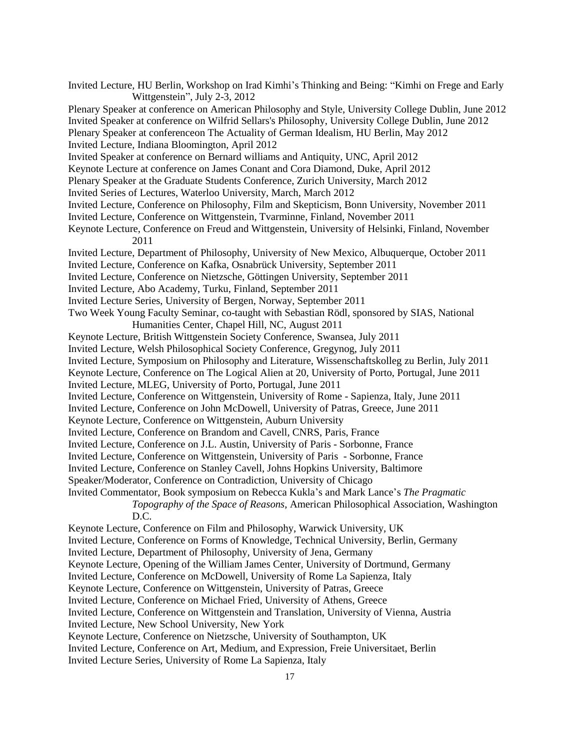Invited Lecture, HU Berlin, Workshop on Irad Kimhi's Thinking and Being: "Kimhi on Frege and Early Wittgenstein", July 2-3, 2012

Plenary Speaker at conference on American Philosophy and Style, University College Dublin, June 2012

Invited Speaker at conference on Wilfrid Sellars's Philosophy, University College Dublin, June 2012

Plenary Speaker at conferenceon The Actuality of German Idealism, HU Berlin, May 2012

Invited Lecture, Indiana Bloomington, April 2012

Invited Speaker at conference on Bernard williams and Antiquity, UNC, April 2012

Keynote Lecture at conference on James Conant and Cora Diamond, Duke, April 2012

Plenary Speaker at the Graduate Students Conference, Zurich University, March 2012

Invited Series of Lectures, Waterloo University, March, March 2012

Invited Lecture, Conference on Philosophy, Film and Skepticism, Bonn University, November 2011

Invited Lecture, Conference on Wittgenstein, Tvarminne, Finland, November 2011

Keynote Lecture, Conference on Freud and Wittgenstein, University of Helsinki, Finland, November 2011

Invited Lecture, Department of Philosophy, University of New Mexico, Albuquerque, October 2011

Invited Lecture, Conference on Kafka, Osnabrück University, September 2011

Invited Lecture, Conference on Nietzsche, Göttingen University, September 2011

Invited Lecture, Abo Academy, Turku, Finland, September 2011

Invited Lecture Series, University of Bergen, Norway, September 2011

Two Week Young Faculty Seminar, co-taught with Sebastian Rödl, sponsored by SIAS, National Humanities Center, Chapel Hill, NC, August 2011

Keynote Lecture, British Wittgenstein Society Conference, Swansea, July 2011

Invited Lecture, Welsh Philosophical Society Conference, Gregynog, July 2011

Invited Lecture, Symposium on Philosophy and Literature, Wissenschaftskolleg zu Berlin, July 2011

Keynote Lecture, Conference on The Logical Alien at 20, University of Porto, Portugal, June 2011

Invited Lecture, MLEG, University of Porto, Portugal, June 2011

Invited Lecture, Conference on Wittgenstein, University of Rome - Sapienza, Italy, June 2011

Invited Lecture, Conference on John McDowell, University of Patras, Greece, June 2011

Keynote Lecture, Conference on Wittgenstein, Auburn University

Invited Lecture, Conference on Brandom and Cavell, CNRS, Paris, France

Invited Lecture, Conference on J.L. Austin, University of Paris - Sorbonne, France

Invited Lecture, Conference on Wittgenstein, University of Paris - Sorbonne, France

Invited Lecture, Conference on Stanley Cavell, Johns Hopkins University, Baltimore

Speaker/Moderator, Conference on Contradiction, University of Chicago

Invited Commentator, Book symposium on Rebecca Kukla's and Mark Lance's *The Pragmatic Topography of the Space of Reasons*, American Philosophical Association, Washington D.C.

Keynote Lecture, Conference on Film and Philosophy, Warwick University, UK

Invited Lecture, Conference on Forms of Knowledge, Technical University, Berlin, Germany

Invited Lecture, Department of Philosophy, University of Jena, Germany

Keynote Lecture, Opening of the William James Center, University of Dortmund, Germany

Invited Lecture, Conference on McDowell, University of Rome La Sapienza, Italy

Keynote Lecture, Conference on Wittgenstein, University of Patras, Greece

Invited Lecture, Conference on Michael Fried, University of Athens, Greece

Invited Lecture, Conference on Wittgenstein and Translation, University of Vienna, Austria

Invited Lecture, New School University, New York

Keynote Lecture, Conference on Nietzsche, University of Southampton, UK

Invited Lecture, Conference on Art, Medium, and Expression, Freie Universitaet, Berlin

Invited Lecture Series, University of Rome La Sapienza, Italy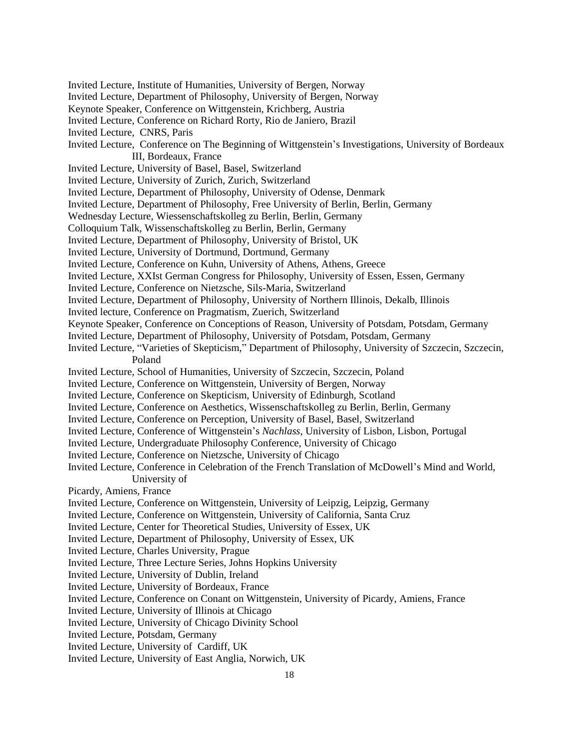Invited Lecture, Institute of Humanities, University of Bergen, Norway
Invited Lecture, Department of Philosophy, University of Bergen, Norway
Keynote Speaker, Conference on Wittgenstein, Krichberg, Austria
Invited Lecture, Conference on Richard Rorty, Rio de Janiero, Brazil
Invited Lecture, CNRS, Paris
Invited Lecture, Conference on The Beginning of Wittgenstein's Investigations, University of Bordeaux III, Bordeaux, France
Invited Lecture, University of Basel, Basel, Switzerland
Invited Lecture, University of Zurich, Zurich, Switzerland
Invited Lecture, Department of Philosophy, University of Odense, Denmark
Invited Lecture, Department of Philosophy, Free University of Berlin, Berlin, Germany
Wednesday Lecture, Wiessenschaftskolleg zu Berlin, Berlin, Germany
Colloquium Talk, Wissenschaftskolleg zu Berlin, Berlin, Germany
Invited Lecture, Department of Philosophy, University of Bristol, UK
Invited Lecture, University of Dortmund, Dortmund, Germany
Invited Lecture, Conference on Kuhn, University of Athens, Athens, Greece
Invited Lecture, XXIst German Congress for Philosophy, University of Essen, Essen, Germany
Invited Lecture, Conference on Nietzsche, Sils-Maria, Switzerland
Invited Lecture, Department of Philosophy, University of Northern Illinois, Dekalb, Illinois
Invited lecture, Conference on Pragmatism, Zuerich, Switzerland
Keynote Speaker, Conference on Conceptions of Reason, University of Potsdam, Potsdam, Germany
Invited Lecture, Department of Philosophy, University of Potsdam, Potsdam, Germany
Invited Lecture, "Varieties of Skepticism," Department of Philosophy, University of Szczecin, Szczecin, Poland
Invited Lecture, School of Humanities, University of Szczecin, Szczecin, Poland
Invited Lecture, Conference on Wittgenstein, University of Bergen, Norway
Invited Lecture, Conference on Skepticism, University of Edinburgh, Scotland
Invited Lecture, Conference on Aesthetics, Wissenschaftskolleg zu Berlin, Berlin, Germany
Invited Lecture, Conference on Perception, University of Basel, Basel, Switzerland
Invited Lecture, Conference of Wittgenstein's *Nachlass*, University of Lisbon, Lisbon, Portugal
Invited Lecture, Undergraduate Philosophy Conference, University of Chicago
Invited Lecture, Conference on Nietzsche, University of Chicago
Invited Lecture, Conference in Celebration of the French Translation of McDowell's Mind and World, University of
Picardy, Amiens, France
Invited Lecture, Conference on Wittgenstein, University of Leipzig, Leipzig, Germany
Invited Lecture, Conference on Wittgenstein, University of California, Santa Cruz
Invited Lecture, Center for Theoretical Studies, University of Essex, UK
Invited Lecture, Department of Philosophy, University of Essex, UK
Invited Lecture, Charles University, Prague
Invited Lecture, Three Lecture Series, Johns Hopkins University
Invited Lecture, University of Dublin, Ireland
Invited Lecture, University of Bordeaux, France
Invited Lecture, Conference on Conant on Wittgenstein, University of Picardy, Amiens, France
Invited Lecture, University of Illinois at Chicago
Invited Lecture, University of Chicago Divinity School
Invited Lecture, Potsdam, Germany
Invited Lecture, University of Cardiff, UK
Invited Lecture, University of East Anglia, Norwich, UK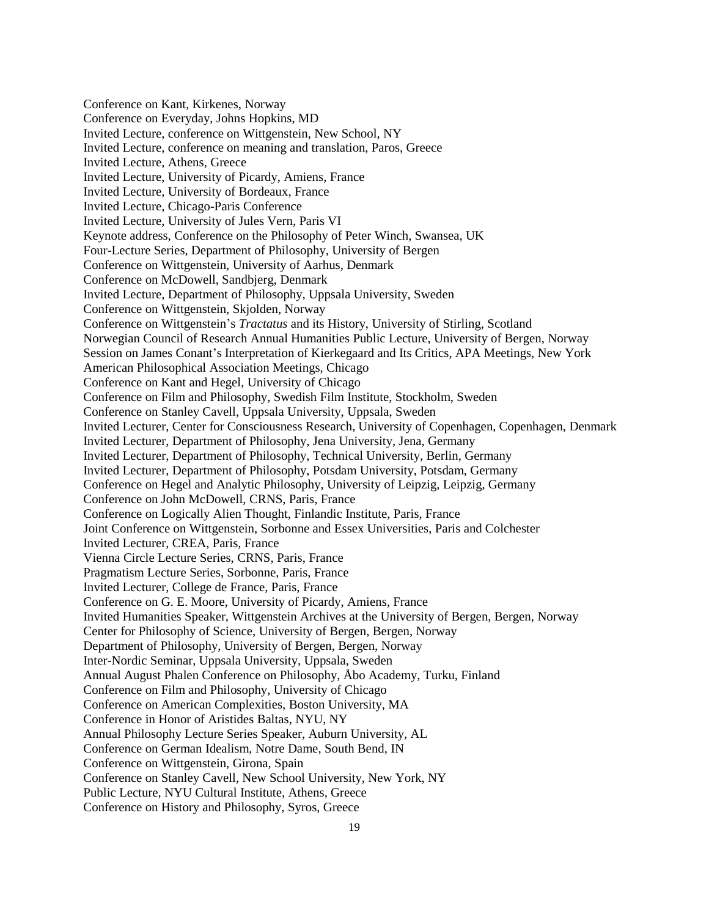Conference on Kant, Kirkenes, Norway
Conference on Everyday, Johns Hopkins, MD
Invited Lecture, conference on Wittgenstein, New School, NY
Invited Lecture, conference on meaning and translation, Paros, Greece
Invited Lecture, Athens, Greece
Invited Lecture, University of Picardy, Amiens, France
Invited Lecture, University of Bordeaux, France
Invited Lecture, Chicago-Paris Conference
Invited Lecture, University of Jules Vern, Paris VI
Keynote address, Conference on the Philosophy of Peter Winch, Swansea, UK
Four-Lecture Series, Department of Philosophy, University of Bergen
Conference on Wittgenstein, University of Aarhus, Denmark
Conference on McDowell, Sandbjerg, Denmark
Invited Lecture, Department of Philosophy, Uppsala University, Sweden
Conference on Wittgenstein, Skjolden, Norway
Conference on Wittgenstein's *Tractatus* and its History, University of Stirling, Scotland
Norwegian Council of Research Annual Humanities Public Lecture, University of Bergen, Norway
Session on James Conant's Interpretation of Kierkegaard and Its Critics, APA Meetings, New York
American Philosophical Association Meetings, Chicago
Conference on Kant and Hegel, University of Chicago
Conference on Film and Philosophy, Swedish Film Institute, Stockholm, Sweden
Conference on Stanley Cavell, Uppsala University, Uppsala, Sweden
Invited Lecturer, Center for Consciousness Research, University of Copenhagen, Copenhagen, Denmark
Invited Lecturer, Department of Philosophy, Jena University, Jena, Germany
Invited Lecturer, Department of Philosophy, Technical University, Berlin, Germany
Invited Lecturer, Department of Philosophy, Potsdam University, Potsdam, Germany
Conference on Hegel and Analytic Philosophy, University of Leipzig, Leipzig, Germany
Conference on John McDowell, CRNS, Paris, France
Conference on Logically Alien Thought, Finlandic Institute, Paris, France
Joint Conference on Wittgenstein, Sorbonne and Essex Universities, Paris and Colchester
Invited Lecturer, CREA, Paris, France
Vienna Circle Lecture Series, CRNS, Paris, France
Pragmatism Lecture Series, Sorbonne, Paris, France
Invited Lecturer, College de France, Paris, France
Conference on G. E. Moore, University of Picardy, Amiens, France
Invited Humanities Speaker, Wittgenstein Archives at the University of Bergen, Bergen, Norway
Center for Philosophy of Science, University of Bergen, Bergen, Norway
Department of Philosophy, University of Bergen, Bergen, Norway
Inter-Nordic Seminar, Uppsala University, Uppsala, Sweden
Annual August Phalen Conference on Philosophy, Åbo Academy, Turku, Finland
Conference on Film and Philosophy, University of Chicago
Conference on American Complexities, Boston University, MA
Conference in Honor of Aristides Baltas, NYU, NY
Annual Philosophy Lecture Series Speaker, Auburn University, AL
Conference on German Idealism, Notre Dame, South Bend, IN
Conference on Wittgenstein, Girona, Spain
Conference on Stanley Cavell, New School University, New York, NY
Public Lecture, NYU Cultural Institute, Athens, Greece
Conference on History and Philosophy, Syros, Greece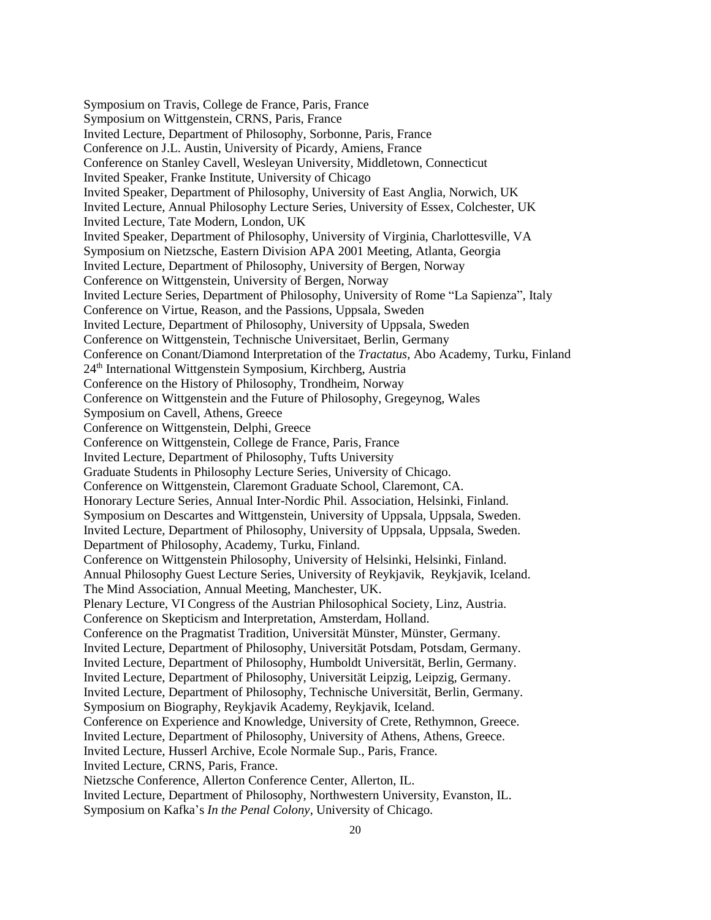Symposium on Travis, College de France, Paris, France
Symposium on Wittgenstein, CRNS, Paris, France
Invited Lecture, Department of Philosophy, Sorbonne, Paris, France
Conference on J.L. Austin, University of Picardy, Amiens, France
Conference on Stanley Cavell, Wesleyan University, Middletown, Connecticut
Invited Speaker, Franke Institute, University of Chicago
Invited Speaker, Department of Philosophy, University of East Anglia, Norwich, UK
Invited Lecture, Annual Philosophy Lecture Series, University of Essex, Colchester, UK
Invited Lecture, Tate Modern, London, UK
Invited Speaker, Department of Philosophy, University of Virginia, Charlottesville, VA
Symposium on Nietzsche, Eastern Division APA 2001 Meeting, Atlanta, Georgia
Invited Lecture, Department of Philosophy, University of Bergen, Norway
Conference on Wittgenstein, University of Bergen, Norway
Invited Lecture Series, Department of Philosophy, University of Rome "La Sapienza", Italy
Conference on Virtue, Reason, and the Passions, Uppsala, Sweden
Invited Lecture, Department of Philosophy, University of Uppsala, Sweden
Conference on Wittgenstein, Technische Universitaet, Berlin, Germany
Conference on Conant/Diamond Interpretation of the *Tractatus*, Abo Academy, Turku, Finland
24th International Wittgenstein Symposium, Kirchberg, Austria
Conference on the History of Philosophy, Trondheim, Norway
Conference on Wittgenstein and the Future of Philosophy, Gregeynog, Wales
Symposium on Cavell, Athens, Greece
Conference on Wittgenstein, Delphi, Greece
Conference on Wittgenstein, College de France, Paris, France
Invited Lecture, Department of Philosophy, Tufts University
Graduate Students in Philosophy Lecture Series, University of Chicago.
Conference on Wittgenstein, Claremont Graduate School, Claremont, CA.
Honorary Lecture Series, Annual Inter-Nordic Phil. Association, Helsinki, Finland.
Symposium on Descartes and Wittgenstein, University of Uppsala, Uppsala, Sweden.
Invited Lecture, Department of Philosophy, University of Uppsala, Uppsala, Sweden.
Department of Philosophy, Academy, Turku, Finland.
Conference on Wittgenstein Philosophy, University of Helsinki, Helsinki, Finland.
Annual Philosophy Guest Lecture Series, University of Reykjavik, Reykjavik, Iceland.
The Mind Association, Annual Meeting, Manchester, UK.
Plenary Lecture, VI Congress of the Austrian Philosophical Society, Linz, Austria.
Conference on Skepticism and Interpretation, Amsterdam, Holland.
Conference on the Pragmatist Tradition, Universität Münster, Münster, Germany.
Invited Lecture, Department of Philosophy, Universität Potsdam, Potsdam, Germany.
Invited Lecture, Department of Philosophy, Humboldt Universität, Berlin, Germany.
Invited Lecture, Department of Philosophy, Universität Leipzig, Leipzig, Germany.
Invited Lecture, Department of Philosophy, Technische Universität, Berlin, Germany.
Symposium on Biography, Reykjavik Academy, Reykjavik, Iceland.
Conference on Experience and Knowledge, University of Crete, Rethymnon, Greece.
Invited Lecture, Department of Philosophy, University of Athens, Athens, Greece.
Invited Lecture, Husserl Archive, Ecole Normale Sup., Paris, France.
Invited Lecture, CRNS, Paris, France.
Nietzsche Conference, Allerton Conference Center, Allerton, IL.
Invited Lecture, Department of Philosophy, Northwestern University, Evanston, IL.
Symposium on Kafka's *In the Penal Colony*, University of Chicago.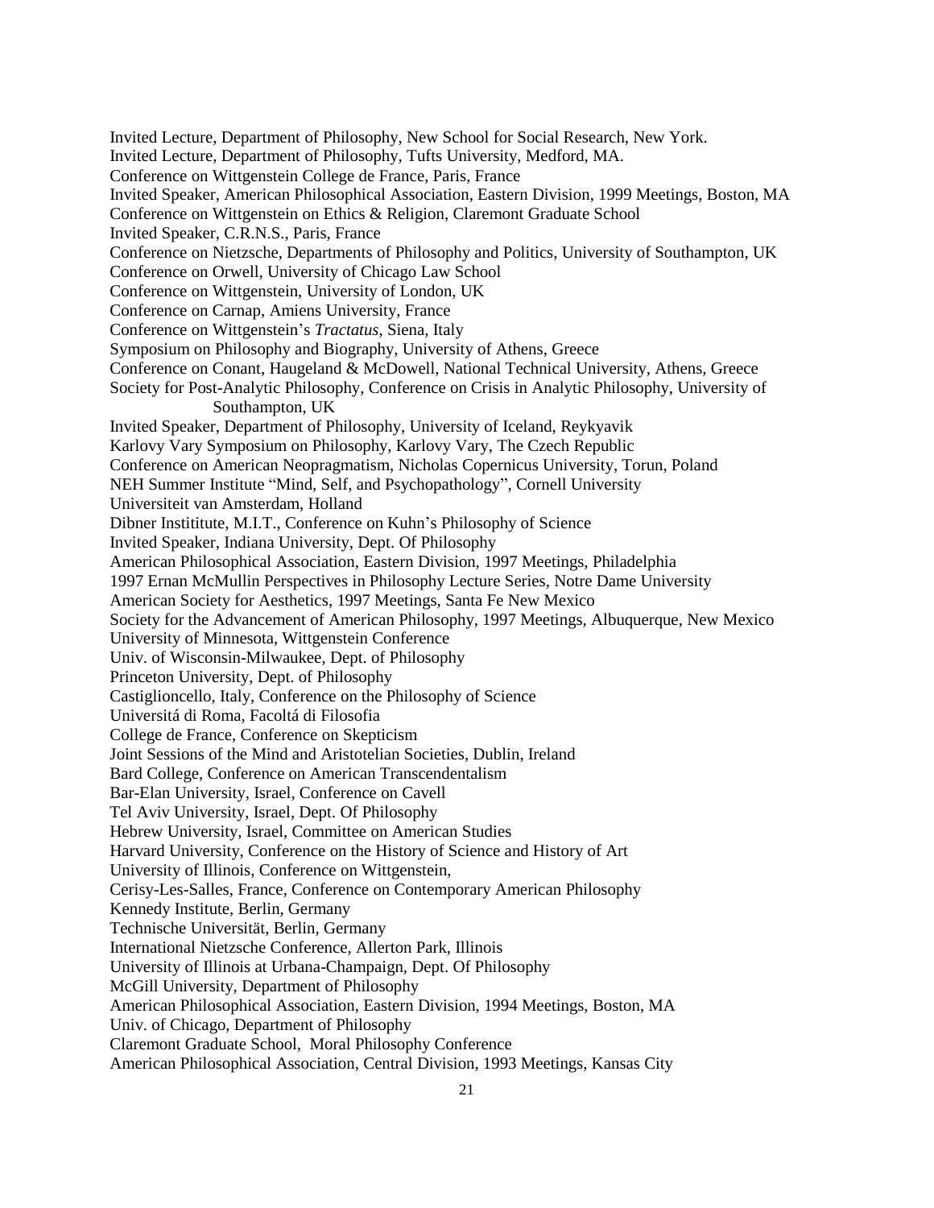Invited Lecture, Department of Philosophy, New School for Social Research, New York.
Invited Lecture, Department of Philosophy, Tufts University, Medford, MA.
Conference on Wittgenstein College de France, Paris, France
Invited Speaker, American Philosophical Association, Eastern Division, 1999 Meetings, Boston, MA
Conference on Wittgenstein on Ethics & Religion, Claremont Graduate School
Invited Speaker, C.R.N.S., Paris, France
Conference on Nietzsche, Departments of Philosophy and Politics, University of Southampton, UK
Conference on Orwell, University of Chicago Law School
Conference on Wittgenstein, University of London, UK
Conference on Carnap, Amiens University, France
Conference on Wittgenstein's *Tractatus*, Siena, Italy
Symposium on Philosophy and Biography, University of Athens, Greece
Conference on Conant, Haugeland & McDowell, National Technical University, Athens, Greece
Society for Post-Analytic Philosophy, Conference on Crisis in Analytic Philosophy, University of Southampton, UK
Invited Speaker, Department of Philosophy, University of Iceland, Reykyavik
Karlovy Vary Symposium on Philosophy, Karlovy Vary, The Czech Republic
Conference on American Neopragmatism, Nicholas Copernicus University, Torun, Poland
NEH Summer Institute "Mind, Self, and Psychopathology", Cornell University
Universiteit van Amsterdam, Holland
Dibner Instititute, M.I.T., Conference on Kuhn's Philosophy of Science
Invited Speaker, Indiana University, Dept. Of Philosophy
American Philosophical Association, Eastern Division, 1997 Meetings, Philadelphia
1997 Ernan McMullin Perspectives in Philosophy Lecture Series, Notre Dame University
American Society for Aesthetics, 1997 Meetings, Santa Fe New Mexico
Society for the Advancement of American Philosophy, 1997 Meetings, Albuquerque, New Mexico
University of Minnesota, Wittgenstein Conference
Univ. of Wisconsin-Milwaukee, Dept. of Philosophy
Princeton University, Dept. of Philosophy
Castiglioncello, Italy, Conference on the Philosophy of Science
Universitá di Roma, Facoltá di Filosofia
College de France, Conference on Skepticism
Joint Sessions of the Mind and Aristotelian Societies, Dublin, Ireland
Bard College, Conference on American Transcendentalism
Bar-Elan University, Israel, Conference on Cavell
Tel Aviv University, Israel, Dept. Of Philosophy
Hebrew University, Israel, Committee on American Studies
Harvard University, Conference on the History of Science and History of Art
University of Illinois, Conference on Wittgenstein,
Cerisy-Les-Salles, France, Conference on Contemporary American Philosophy
Kennedy Institute, Berlin, Germany
Technische Universität, Berlin, Germany
International Nietzsche Conference, Allerton Park, Illinois
University of Illinois at Urbana-Champaign, Dept. Of Philosophy
McGill University, Department of Philosophy
American Philosophical Association, Eastern Division, 1994 Meetings, Boston, MA
Univ. of Chicago, Department of Philosophy
Claremont Graduate School, Moral Philosophy Conference
American Philosophical Association, Central Division, 1993 Meetings, Kansas City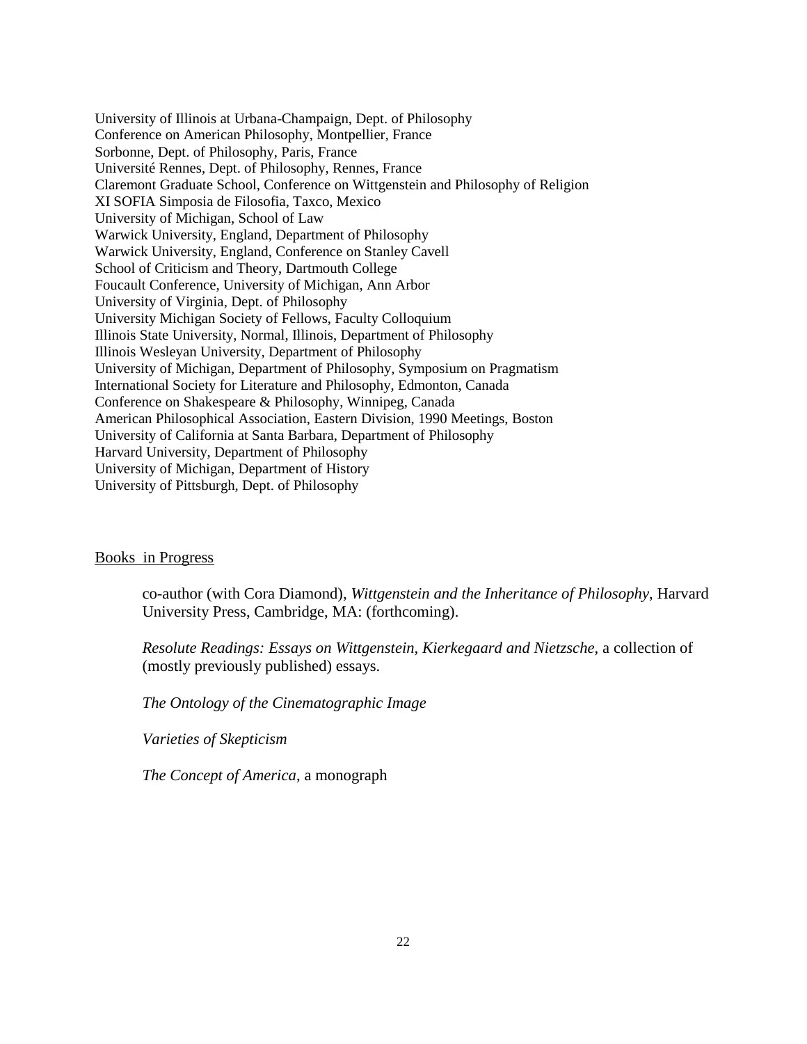University of Illinois at Urbana-Champaign, Dept. of Philosophy
Conference on American Philosophy, Montpellier, France
Sorbonne, Dept. of Philosophy, Paris, France
Université Rennes, Dept. of Philosophy, Rennes, France
Claremont Graduate School, Conference on Wittgenstein and Philosophy of Religion
XI SOFIA Simposia de Filosofia, Taxco, Mexico
University of Michigan, School of Law
Warwick University, England, Department of Philosophy
Warwick University, England, Conference on Stanley Cavell
School of Criticism and Theory, Dartmouth College
Foucault Conference, University of Michigan, Ann Arbor
University of Virginia, Dept. of Philosophy
University Michigan Society of Fellows, Faculty Colloquium
Illinois State University, Normal, Illinois, Department of Philosophy
Illinois Wesleyan University, Department of Philosophy
University of Michigan, Department of Philosophy, Symposium on Pragmatism
International Society for Literature and Philosophy, Edmonton, Canada
Conference on Shakespeare & Philosophy, Winnipeg, Canada
American Philosophical Association, Eastern Division, 1990 Meetings, Boston
University of California at Santa Barbara, Department of Philosophy
Harvard University, Department of Philosophy
University of Michigan, Department of History
University of Pittsburgh, Dept. of Philosophy

## Books in Progress

co-author (with Cora Diamond), *Wittgenstein and the Inheritance of Philosophy*, Harvard University Press, Cambridge, MA: (forthcoming).

*Resolute Readings: Essays on Wittgenstein, Kierkegaard and Nietzsche*, a collection of (mostly previously published) essays.

*The Ontology of the Cinematographic Image*

*Varieties of Skepticism*

*The Concept of America*, a monograph